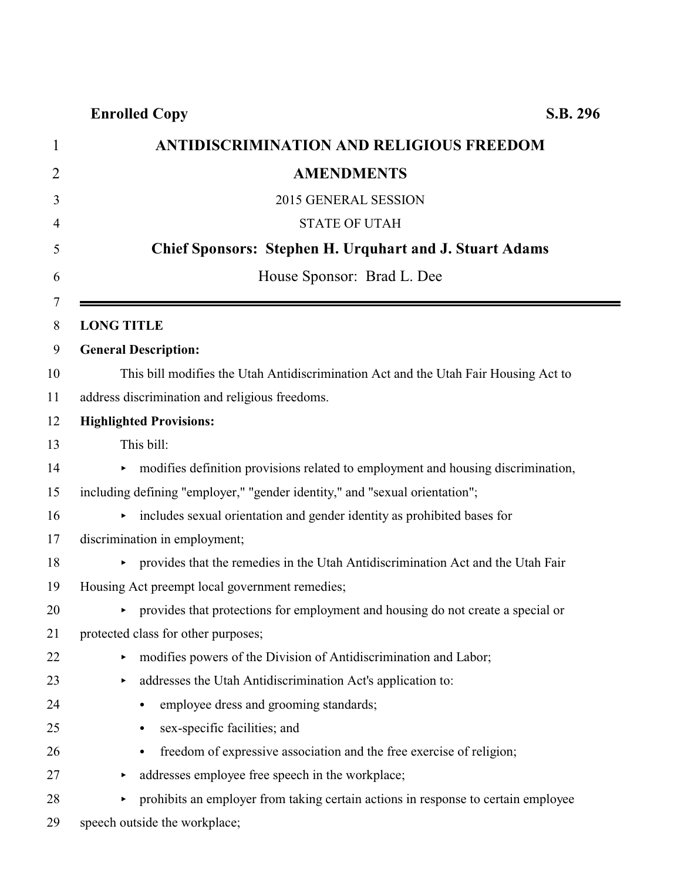**Enrolled Copy** **S.B. 296**

# ANTIDISCRIMINATION AND RELIGIOUS FREEDOM AMENDMENTS

2015 GENERAL SESSION

STATE OF UTAH

**Chief Sponsors: Stephen H. Urquhart and J. Stuart Adams**

House Sponsor: Brad L. Dee

---

**LONG TITLE**

**General Description:**

This bill modifies the Utah Antidiscrimination Act and the Utah Fair Housing Act to address discrimination and religious freedoms.

**Highlighted Provisions:**

This bill:

- modifies definition provisions related to employment and housing discrimination, including defining "employer," "gender identity," and "sexual orientation";
- includes sexual orientation and gender identity as prohibited bases for discrimination in employment;
- provides that the remedies in the Utah Antidiscrimination Act and the Utah Fair Housing Act preempt local government remedies;
- provides that protections for employment and housing do not create a special or protected class for other purposes;
- modifies powers of the Division of Antidiscrimination and Labor;
- addresses the Utah Antidiscrimination Act's application to:
  - employee dress and grooming standards;
  - sex-specific facilities; and
  - freedom of expressive association and the free exercise of religion;
- addresses employee free speech in the workplace;
- prohibits an employer from taking certain actions in response to certain employee speech outside the workplace;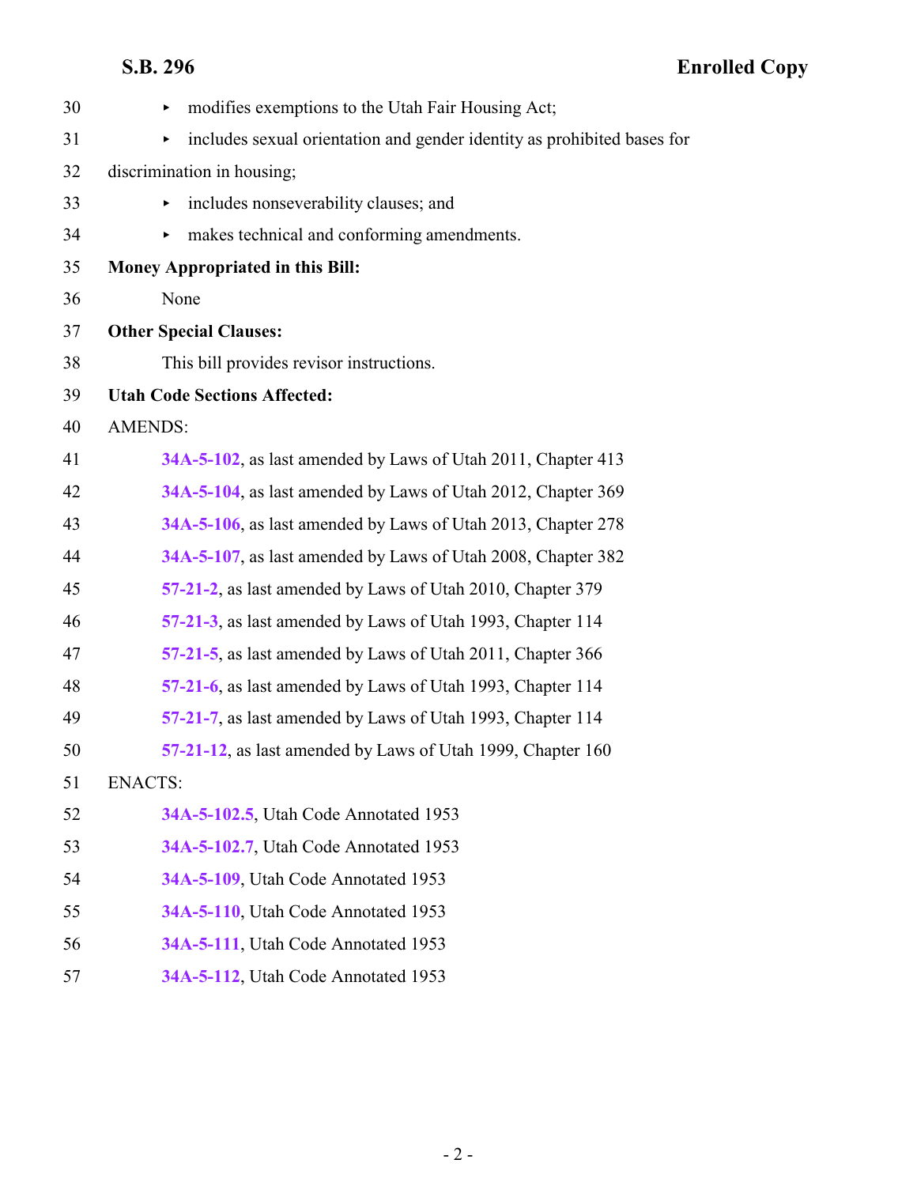- modifies exemptions to the Utah Fair Housing Act;
- includes sexual orientation and gender identity as prohibited bases for discrimination in housing;
- includes nonseverability clauses; and
- makes technical and conforming amendments.

**Money Appropriated in this Bill:**

None

**Other Special Clauses:**

This bill provides revisor instructions.

**Utah Code Sections Affected:**

AMENDS:

34A-5-102, as last amended by Laws of Utah 2011, Chapter 413

34A-5-104, as last amended by Laws of Utah 2012, Chapter 369

34A-5-106, as last amended by Laws of Utah 2013, Chapter 278

34A-5-107, as last amended by Laws of Utah 2008, Chapter 382

57-21-2, as last amended by Laws of Utah 2010, Chapter 379

57-21-3, as last amended by Laws of Utah 1993, Chapter 114

57-21-5, as last amended by Laws of Utah 2011, Chapter 366

57-21-6, as last amended by Laws of Utah 1993, Chapter 114

57-21-7, as last amended by Laws of Utah 1993, Chapter 114

57-21-12, as last amended by Laws of Utah 1999, Chapter 160

ENACTS:

34A-5-102.5, Utah Code Annotated 1953

34A-5-102.7, Utah Code Annotated 1953

34A-5-109, Utah Code Annotated 1953

34A-5-110, Utah Code Annotated 1953

34A-5-111, Utah Code Annotated 1953

34A-5-112, Utah Code Annotated 1953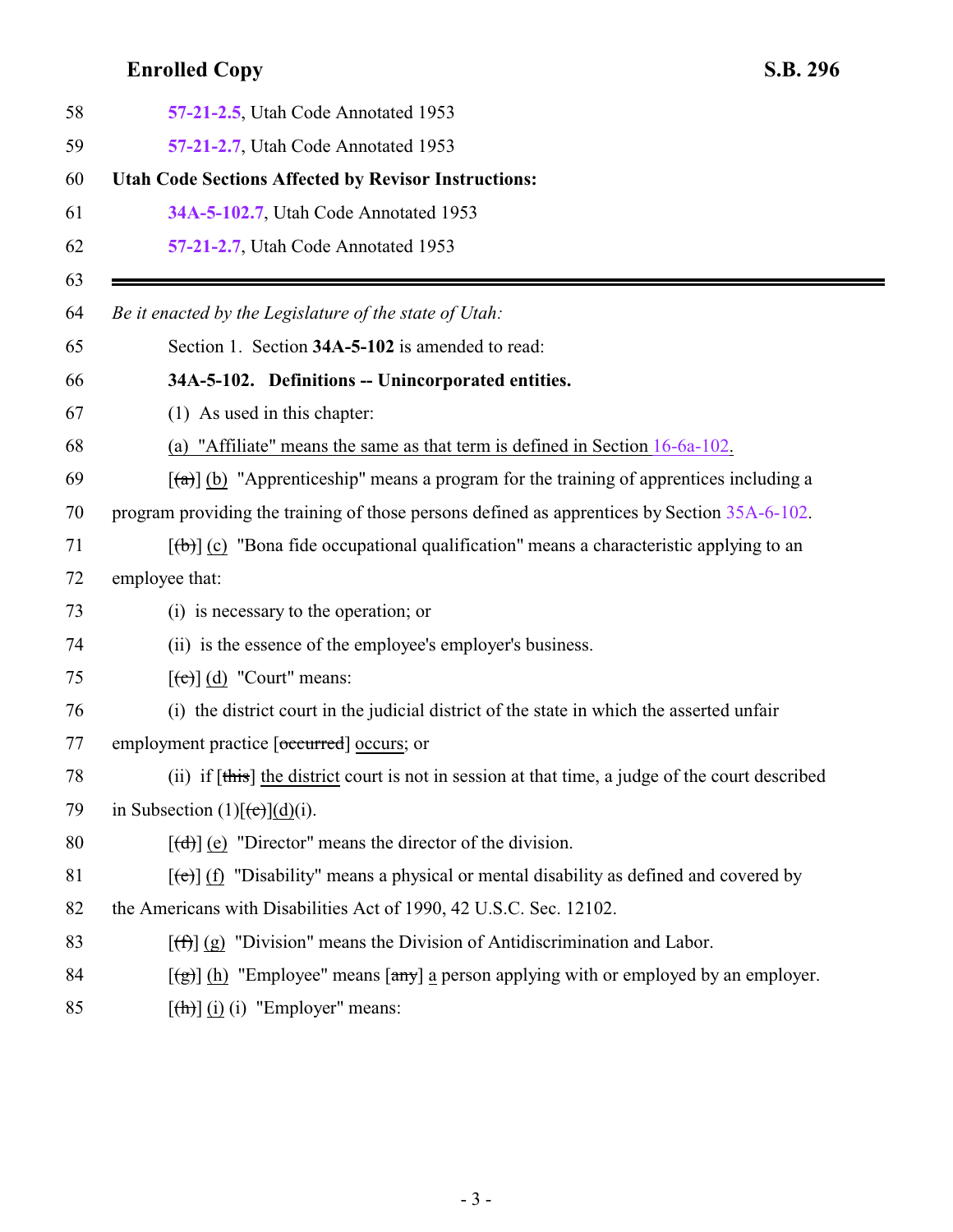57-21-2.5, Utah Code Annotated 1953

57-21-2.7, Utah Code Annotated 1953

**Utah Code Sections Affected by Revisor Instructions:**

34A-5-102.7, Utah Code Annotated 1953

57-21-2.7, Utah Code Annotated 1953

---

*Be it enacted by the Legislature of the state of Utah:*

Section 1. Section **34A-5-102** is amended to read:

**34A-5-102. Definitions -- Unincorporated entities.**

(1) As used in this chapter:

(a) "Affiliate" means the same as that term is defined in Section 16-6a-102.

[(a)] (b) "Apprenticeship" means a program for the training of apprentices including a program providing the training of those persons defined as apprentices by Section 35A-6-102.

[(b)] (c) "Bona fide occupational qualification" means a characteristic applying to an employee that:

(i) is necessary to the operation; or

(ii) is the essence of the employee's employer's business.

[(c)] (d) "Court" means:

(i) the district court in the judicial district of the state in which the asserted unfair employment practice [occurred] occurs; or

(ii) if [this] the district court is not in session at that time, a judge of the court described in Subsection (1)[(c)](d)(i).

[(d)] (e) "Director" means the director of the division.

[(e)] (f) "Disability" means a physical or mental disability as defined and covered by the Americans with Disabilities Act of 1990, 42 U.S.C. Sec. 12102.

[(f)] (g) "Division" means the Division of Antidiscrimination and Labor.

[(g)] (h) "Employee" means [any] a person applying with or employed by an employer.

[(h)] (i) (i) "Employer" means: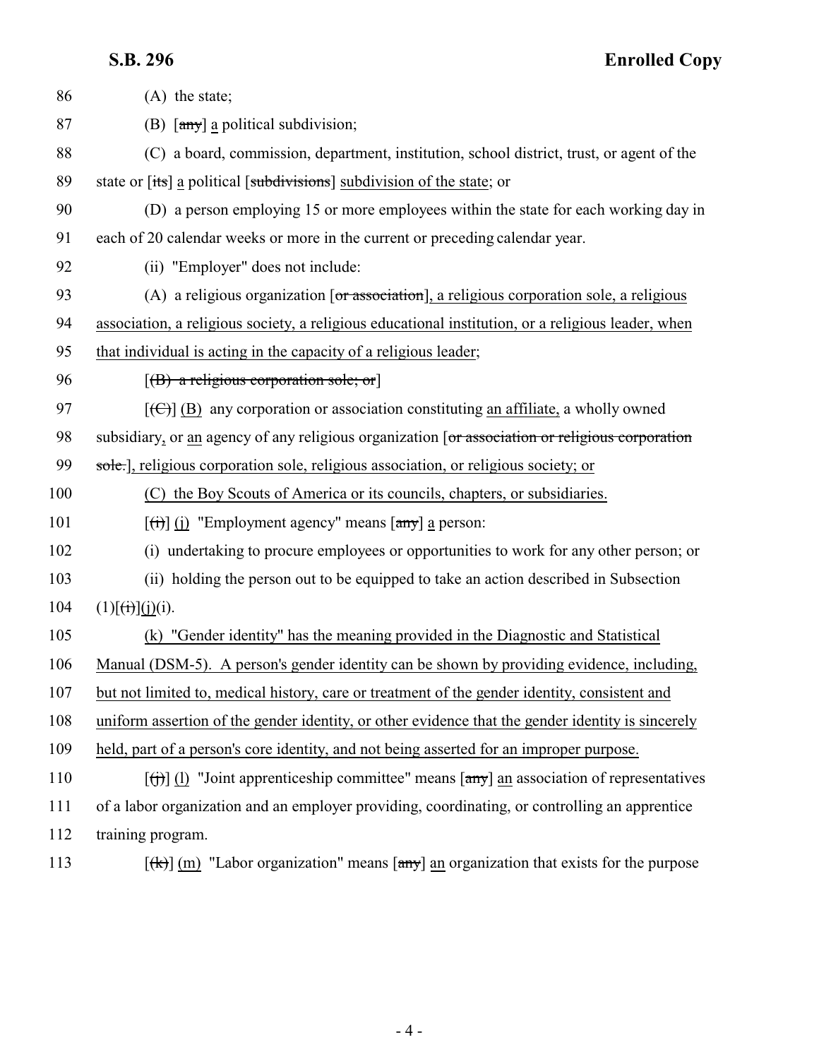86 (A) the state;

87 (B) [~~any~~] a political subdivision;

88 (C) a board, commission, department, institution, school district, trust, or agent of the

89 state or [~~its~~] a political [~~subdivisions~~] subdivision of the state; or

90 (D) a person employing 15 or more employees within the state for each working day in

91 each of 20 calendar weeks or more in the current or preceding calendar year.

92 (ii) "Employer" does not include:

93 (A) a religious organization [~~or association~~], a religious corporation sole, a religious

94 association, a religious society, a religious educational institution, or a religious leader, when

95 that individual is acting in the capacity of a religious leader;

96 [~~(B) a religious corporation sole; or~~]

97 [~~(C)~~] (B) any corporation or association constituting an affiliate, a wholly owned

98 subsidiary, or an agency of any religious organization [~~or association or religious corporation~~

99 ~~sole.~~], religious corporation sole, religious association, or religious society; or

100 (C) the Boy Scouts of America or its councils, chapters, or subsidiaries.

101 [~~(i)~~] (j) "Employment agency" means [~~any~~] a person:

102 (i) undertaking to procure employees or opportunities to work for any other person; or

103 (ii) holding the person out to be equipped to take an action described in Subsection

104 (1)[~~(i)~~](j)(i).

105 (k) "Gender identity" has the meaning provided in the Diagnostic and Statistical

106 Manual (DSM-5). A person's gender identity can be shown by providing evidence, including,

107 but not limited to, medical history, care or treatment of the gender identity, consistent and

108 uniform assertion of the gender identity, or other evidence that the gender identity is sincerely

109 held, part of a person's core identity, and not being asserted for an improper purpose.

110 [~~(j)~~] (l) "Joint apprenticeship committee" means [~~any~~] an association of representatives

111 of a labor organization and an employer providing, coordinating, or controlling an apprentice

112 training program.

113 [~~(k)~~] (m) "Labor organization" means [~~any~~] an organization that exists for the purpose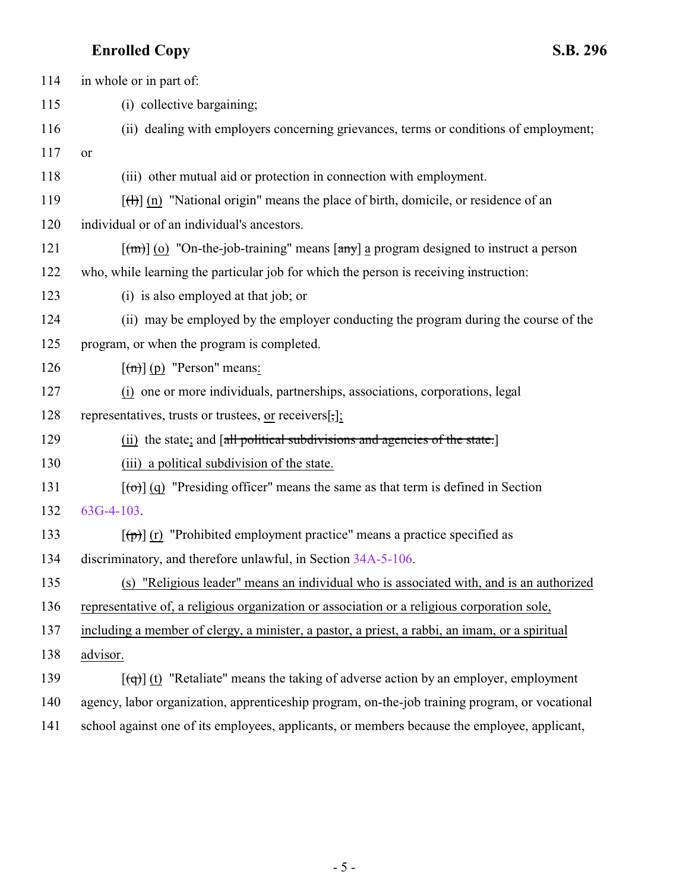114 in whole or in part of:

115 (i) collective bargaining;

116 (ii) dealing with employers concerning grievances, terms or conditions of employment;

117 or

118 (iii) other mutual aid or protection in connection with employment.

119 [~~(l)~~] (n) "National origin" means the place of birth, domicile, or residence of an

120 individual or of an individual's ancestors.

121 [~~(m)~~] (o) "On-the-job-training" means [~~any~~] a program designed to instruct a person

122 who, while learning the particular job for which the person is receiving instruction:

123 (i) is also employed at that job; or

124 (ii) may be employed by the employer conducting the program during the course of the

125 program, or when the program is completed.

126 [~~(n)~~] (p) "Person" means:

127 (i) one or more individuals, partnerships, associations, corporations, legal

128 representatives, trusts or trustees, or receivers[;];

129 (ii) the state; and [~~all political subdivisions and agencies of the state.~~]

130 (iii) a political subdivision of the state.

131 [~~(o)~~] (q) "Presiding officer" means the same as that term is defined in Section

132 63G-4-103.

133 [~~(p)~~] (r) "Prohibited employment practice" means a practice specified as

134 discriminatory, and therefore unlawful, in Section 34A-5-106.

135 (s) "Religious leader" means an individual who is associated with, and is an authorized

136 representative of, a religious organization or association or a religious corporation sole,

137 including a member of clergy, a minister, a pastor, a priest, a rabbi, an imam, or a spiritual

138 advisor.

139 [~~(q)~~] (t) "Retaliate" means the taking of adverse action by an employer, employment

140 agency, labor organization, apprenticeship program, on-the-job training program, or vocational

141 school against one of its employees, applicants, or members because the employee, applicant,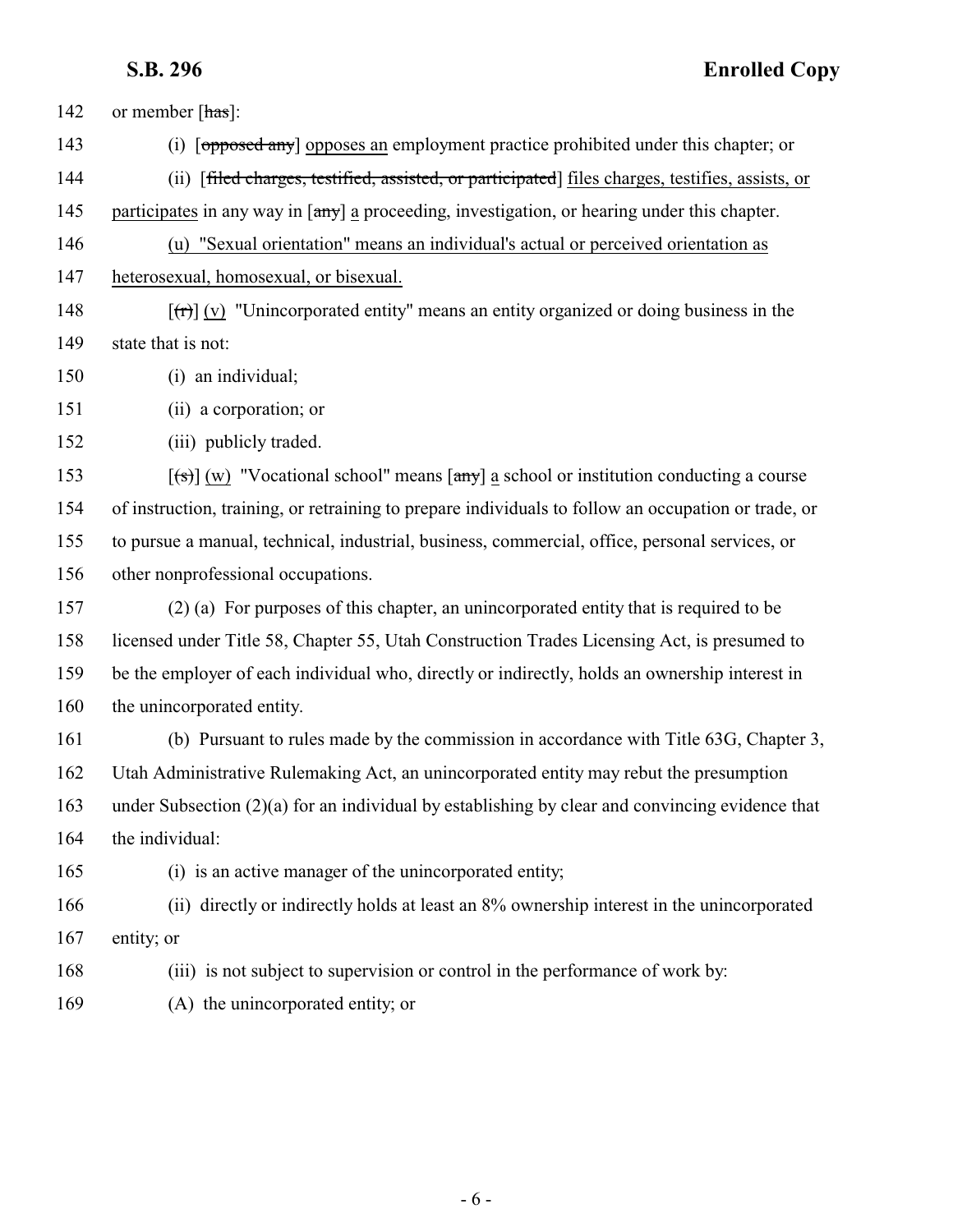142 or member [~~has~~]:

143 (i) [~~opposed any~~] opposes an employment practice prohibited under this chapter; or

144 (ii) [~~filed charges, testified, assisted, or participated~~] files charges, testifies, assists, or

145 participates in any way in [~~any~~] a proceeding, investigation, or hearing under this chapter.

146 (u) "Sexual orientation" means an individual's actual or perceived orientation as

147 heterosexual, homosexual, or bisexual.

148 [~~(r)~~] (v) "Unincorporated entity" means an entity organized or doing business in the

149 state that is not:

150 (i) an individual;

151 (ii) a corporation; or

152 (iii) publicly traded.

153 [~~(s)~~] (w) "Vocational school" means [~~any~~] a school or institution conducting a course

154 of instruction, training, or retraining to prepare individuals to follow an occupation or trade, or

155 to pursue a manual, technical, industrial, business, commercial, office, personal services, or

156 other nonprofessional occupations.

157 (2) (a) For purposes of this chapter, an unincorporated entity that is required to be

158 licensed under Title 58, Chapter 55, Utah Construction Trades Licensing Act, is presumed to

159 be the employer of each individual who, directly or indirectly, holds an ownership interest in

160 the unincorporated entity.

161 (b) Pursuant to rules made by the commission in accordance with Title 63G, Chapter 3,

162 Utah Administrative Rulemaking Act, an unincorporated entity may rebut the presumption

163 under Subsection (2)(a) for an individual by establishing by clear and convincing evidence that

164 the individual:

165 (i) is an active manager of the unincorporated entity;

166 (ii) directly or indirectly holds at least an 8% ownership interest in the unincorporated

167 entity; or

168 (iii) is not subject to supervision or control in the performance of work by:

169 (A) the unincorporated entity; or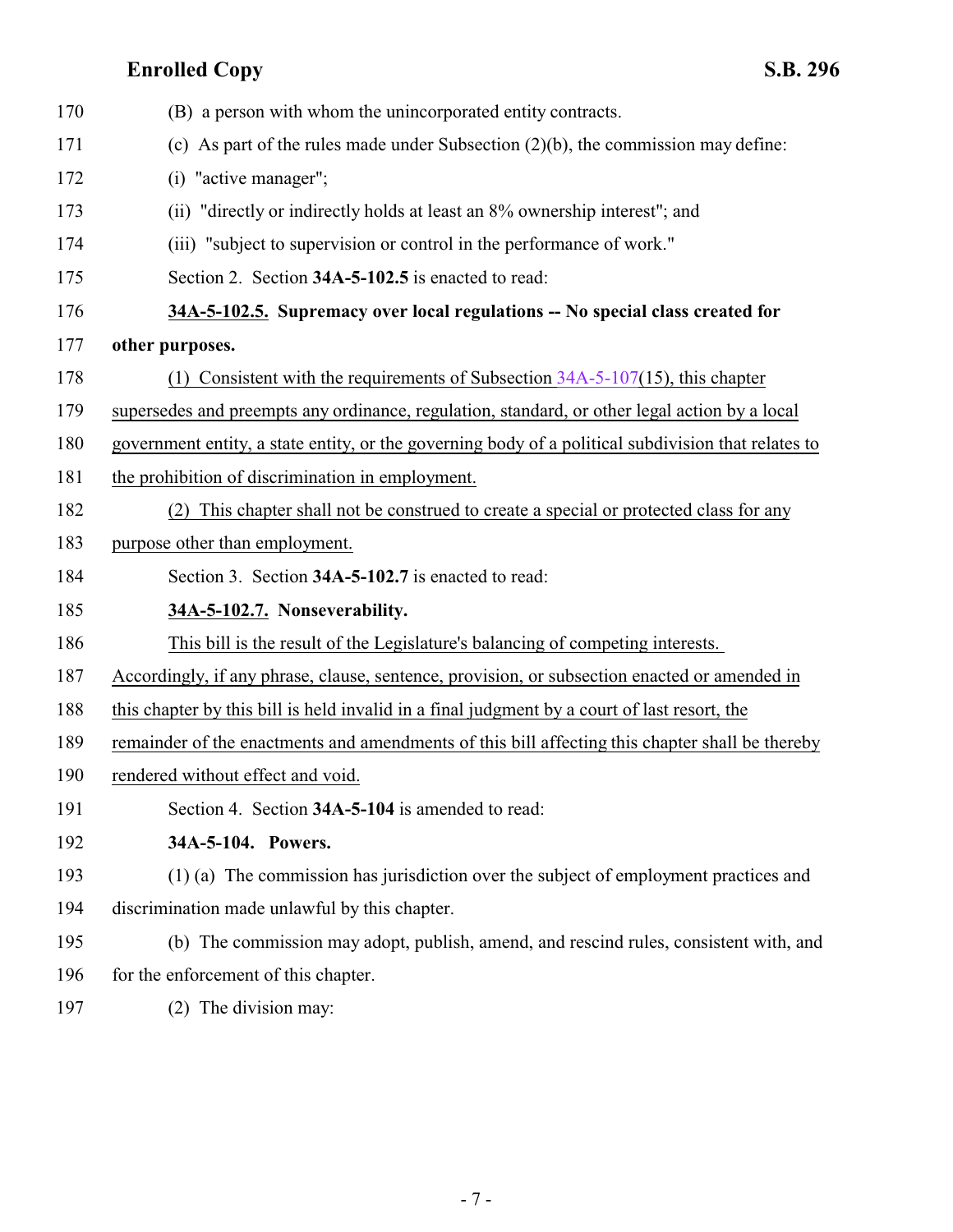170 (B) a person with whom the unincorporated entity contracts.

171 (c) As part of the rules made under Subsection (2)(b), the commission may define:

172 (i) "active manager";

173 (ii) "directly or indirectly holds at least an 8% ownership interest"; and

174 (iii) "subject to supervision or control in the performance of work."

175 Section 2. Section **34A-5-102.5** is enacted to read:

176 **34A-5-102.5. Supremacy over local regulations -- No special class created for**
177 **other purposes.**

178 (1) Consistent with the requirements of Subsection 34A-5-107(15), this chapter
179 supersedes and preempts any ordinance, regulation, standard, or other legal action by a local
180 government entity, a state entity, or the governing body of a political subdivision that relates to
181 the prohibition of discrimination in employment.

182 (2) This chapter shall not be construed to create a special or protected class for any
183 purpose other than employment.

184 Section 3. Section **34A-5-102.7** is enacted to read:

185 **34A-5-102.7. Nonseverability.**

186 This bill is the result of the Legislature's balancing of competing interests.
187 Accordingly, if any phrase, clause, sentence, provision, or subsection enacted or amended in
188 this chapter by this bill is held invalid in a final judgment by a court of last resort, the
189 remainder of the enactments and amendments of this bill affecting this chapter shall be thereby
190 rendered without effect and void.

191 Section 4. Section **34A-5-104** is amended to read:

192 **34A-5-104. Powers.**

193 (1) (a) The commission has jurisdiction over the subject of employment practices and
194 discrimination made unlawful by this chapter.

195 (b) The commission may adopt, publish, amend, and rescind rules, consistent with, and
196 for the enforcement of this chapter.

197 (2) The division may: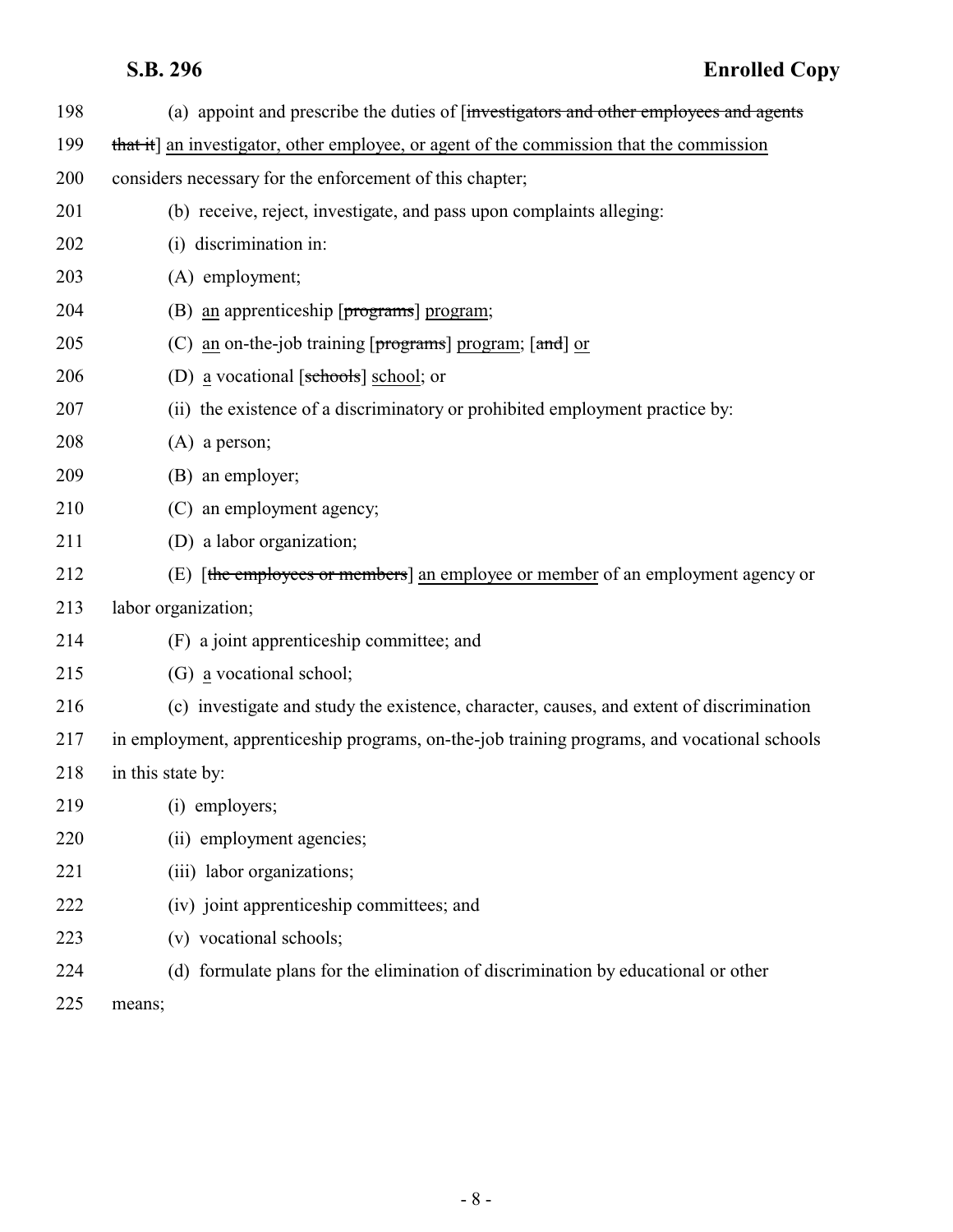198 (a) appoint and prescribe the duties of [~~investigators and other employees and agents~~

199 ~~that it~~] an investigator, other employee, or agent of the commission that the commission

200 considers necessary for the enforcement of this chapter;

201 (b) receive, reject, investigate, and pass upon complaints alleging:

202 (i) discrimination in:

203 (A) employment;

204 (B) an apprenticeship [~~programs~~] program;

205 (C) an on-the-job training [~~programs~~] program; [~~and~~] or

206 (D) a vocational [~~schools~~] school; or

207 (ii) the existence of a discriminatory or prohibited employment practice by:

208 (A) a person;

209 (B) an employer;

210 (C) an employment agency;

211 (D) a labor organization;

212 (E) [~~the employees or members~~] an employee or member of an employment agency or

213 labor organization;

214 (F) a joint apprenticeship committee; and

215 (G) a vocational school;

216 (c) investigate and study the existence, character, causes, and extent of discrimination

217 in employment, apprenticeship programs, on-the-job training programs, and vocational schools

218 in this state by:

219 (i) employers;

220 (ii) employment agencies;

221 (iii) labor organizations;

222 (iv) joint apprenticeship committees; and

223 (v) vocational schools;

224 (d) formulate plans for the elimination of discrimination by educational or other

225 means;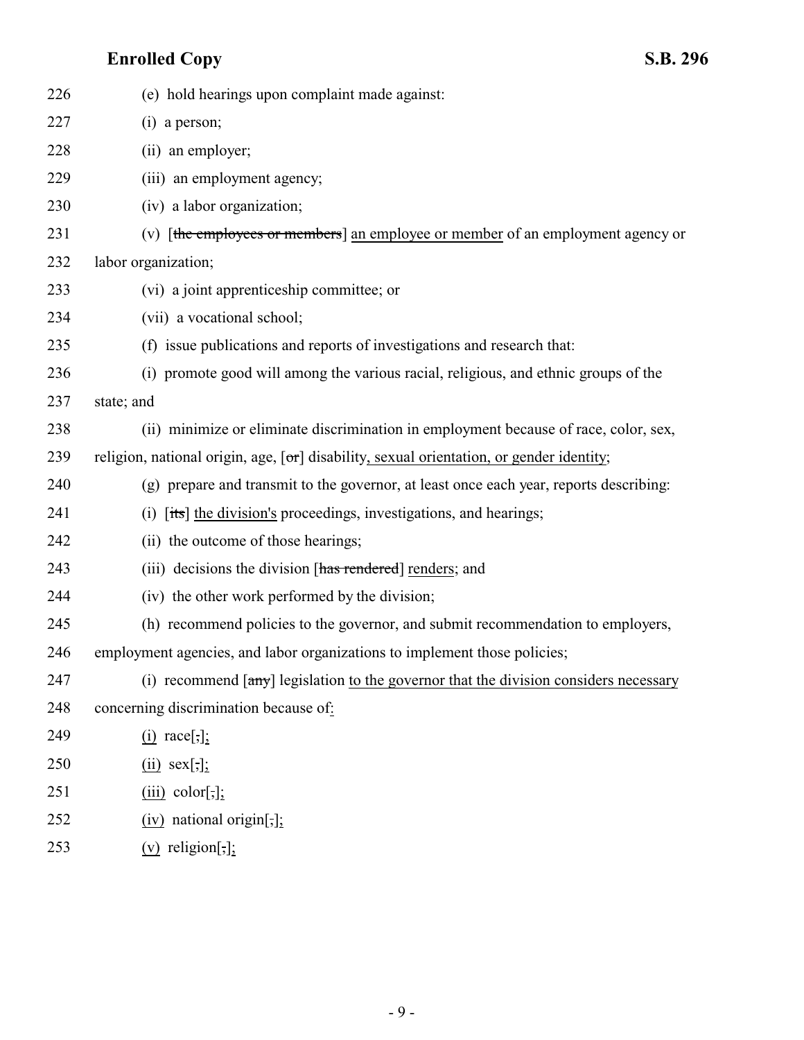226 (e) hold hearings upon complaint made against:

227 (i) a person;

228 (ii) an employer;

229 (iii) an employment agency;

230 (iv) a labor organization;

231 (v) [~~the employees or members~~] an employee or member of an employment agency or

232 labor organization;

233 (vi) a joint apprenticeship committee; or

234 (vii) a vocational school;

235 (f) issue publications and reports of investigations and research that:

236 (i) promote good will among the various racial, religious, and ethnic groups of the

237 state; and

238 (ii) minimize or eliminate discrimination in employment because of race, color, sex,

239 religion, national origin, age, [~~or~~] disability, sexual orientation, or gender identity;

240 (g) prepare and transmit to the governor, at least once each year, reports describing:

241 (i) [~~its~~] the division's proceedings, investigations, and hearings;

242 (ii) the outcome of those hearings;

243 (iii) decisions the division [~~has rendered~~] renders; and

244 (iv) the other work performed by the division;

245 (h) recommend policies to the governor, and submit recommendation to employers,

246 employment agencies, and labor organizations to implement those policies;

247 (i) recommend [~~any~~] legislation to the governor that the division considers necessary

248 concerning discrimination because of:

249 (i) race[~~,~~];

250 (ii) sex[~~,~~];

251 (iii) color[~~,~~];

252 (iv) national origin[~~,~~];

253 (v) religion[~~,~~];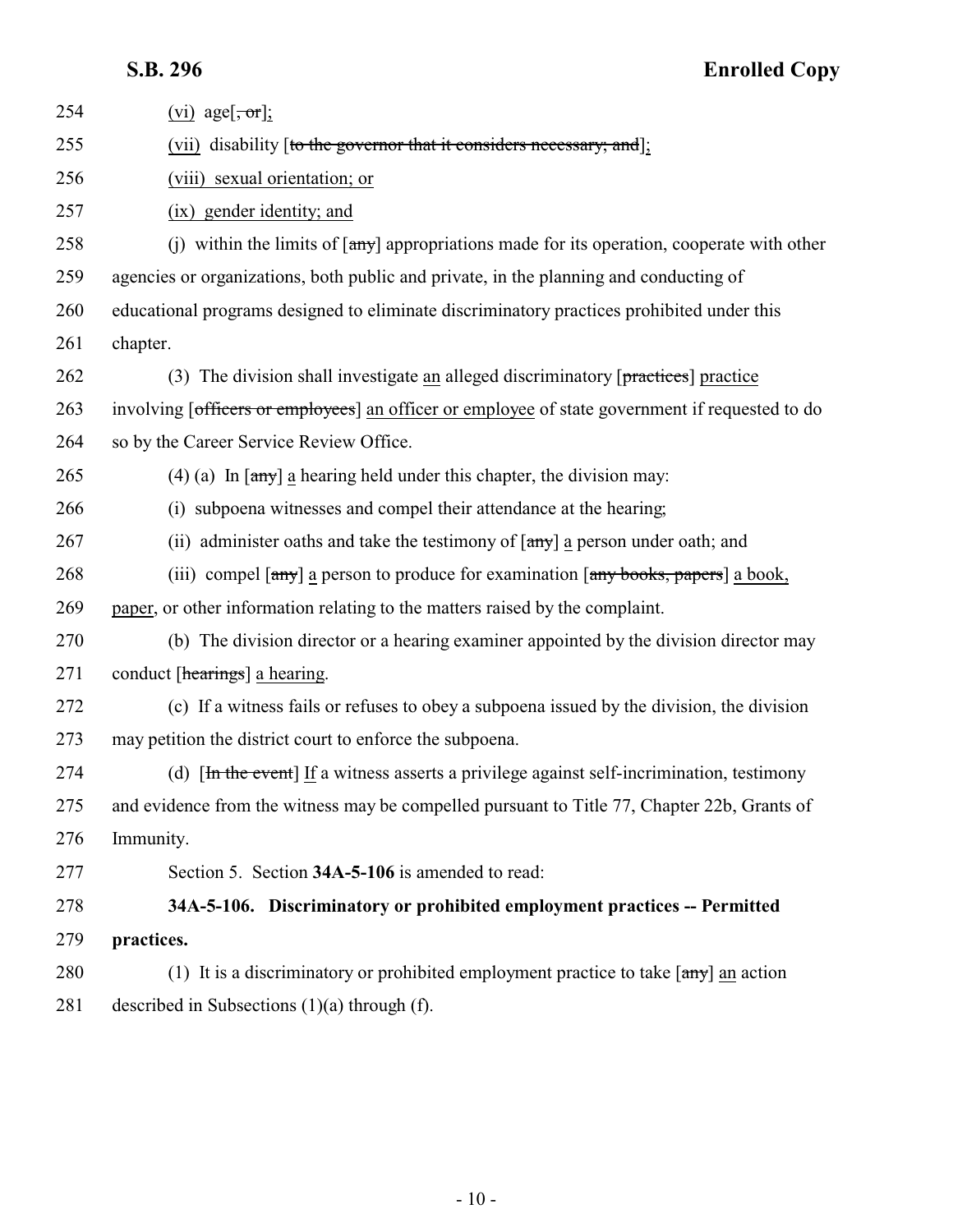254 (vi) age[~~, or~~];

255 (vii) disability [~~to the governor that it considers necessary; and~~];

256 (viii) sexual orientation; or

257 (ix) gender identity; and

258 (j) within the limits of [~~any~~] appropriations made for its operation, cooperate with other
259 agencies or organizations, both public and private, in the planning and conducting of
260 educational programs designed to eliminate discriminatory practices prohibited under this
261 chapter.

262 (3) The division shall investigate an alleged discriminatory [~~practices~~] practice
263 involving [~~officers or employees~~] an officer or employee of state government if requested to do
264 so by the Career Service Review Office.

265 (4) (a) In [~~any~~] a hearing held under this chapter, the division may:

266 (i) subpoena witnesses and compel their attendance at the hearing;

267 (ii) administer oaths and take the testimony of [~~any~~] a person under oath; and

268 (iii) compel [~~any~~] a person to produce for examination [~~any books, papers~~] a book,
269 paper, or other information relating to the matters raised by the complaint.

270 (b) The division director or a hearing examiner appointed by the division director may
271 conduct [~~hearings~~] a hearing.

272 (c) If a witness fails or refuses to obey a subpoena issued by the division, the division
273 may petition the district court to enforce the subpoena.

274 (d) [~~In the event~~] If a witness asserts a privilege against self-incrimination, testimony
275 and evidence from the witness may be compelled pursuant to Title 77, Chapter 22b, Grants of
276 Immunity.

277 Section 5. Section **34A-5-106** is amended to read:

278 **34A-5-106. Discriminatory or prohibited employment practices -- Permitted**
279 **practices.**

280 (1) It is a discriminatory or prohibited employment practice to take [~~any~~] an action
281 described in Subsections (1)(a) through (f).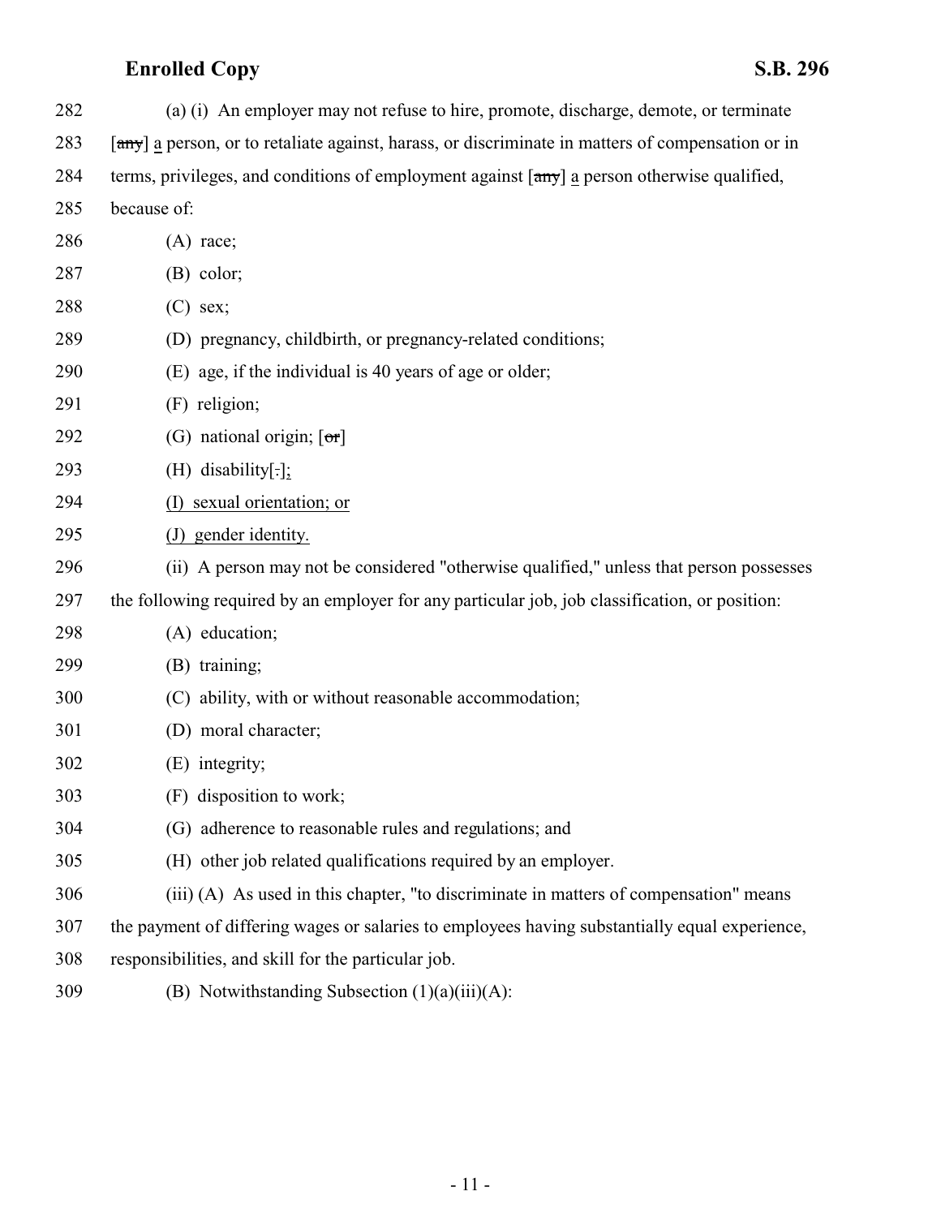282 (a) (i) An employer may not refuse to hire, promote, discharge, demote, or terminate
283 [~~any~~] a person, or to retaliate against, harass, or discriminate in matters of compensation or in
284 terms, privileges, and conditions of employment against [~~any~~] a person otherwise qualified,
285 because of:

286 (A) race;

287 (B) color;

288 (C) sex;

289 (D) pregnancy, childbirth, or pregnancy-related conditions;

290 (E) age, if the individual is 40 years of age or older;

291 (F) religion;

292 (G) national origin; [~~or~~]

293 (H) disability[~~.~~];

294 <u>(I) sexual orientation; or</u>

295 <u>(J) gender identity.</u>

296 (ii) A person may not be considered "otherwise qualified," unless that person possesses
297 the following required by an employer for any particular job, job classification, or position:

298 (A) education;

299 (B) training;

300 (C) ability, with or without reasonable accommodation;

301 (D) moral character;

302 (E) integrity;

303 (F) disposition to work;

304 (G) adherence to reasonable rules and regulations; and

305 (H) other job related qualifications required by an employer.

306 (iii) (A) As used in this chapter, "to discriminate in matters of compensation" means
307 the payment of differing wages or salaries to employees having substantially equal experience,
308 responsibilities, and skill for the particular job.

309 (B) Notwithstanding Subsection (1)(a)(iii)(A):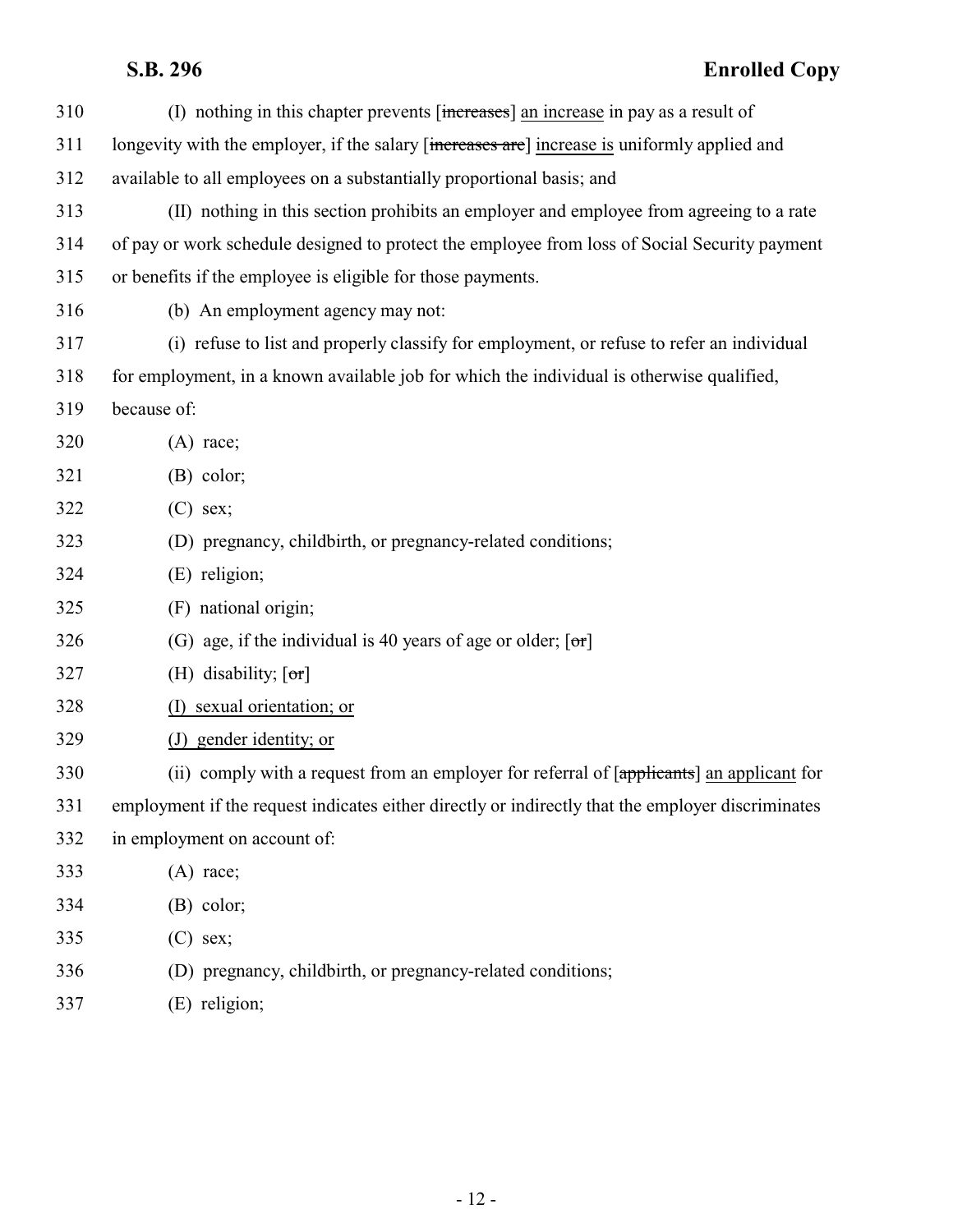310 (I) nothing in this chapter prevents [~~increases~~] an increase in pay as a result of

311 longevity with the employer, if the salary [~~increases are~~] increase is uniformly applied and

312 available to all employees on a substantially proportional basis; and

313 (II) nothing in this section prohibits an employer and employee from agreeing to a rate

314 of pay or work schedule designed to protect the employee from loss of Social Security payment

315 or benefits if the employee is eligible for those payments.

316 (b) An employment agency may not:

317 (i) refuse to list and properly classify for employment, or refuse to refer an individual

318 for employment, in a known available job for which the individual is otherwise qualified,

319 because of:

320 (A) race;

321 (B) color;

322 (C) sex;

323 (D) pregnancy, childbirth, or pregnancy-related conditions;

324 (E) religion;

325 (F) national origin;

326 (G) age, if the individual is 40 years of age or older; [~~or~~]

327 (H) disability; [~~or~~]

328 (I) sexual orientation; or

329 (J) gender identity; or

330 (ii) comply with a request from an employer for referral of [~~applicants~~] an applicant for

331 employment if the request indicates either directly or indirectly that the employer discriminates

332 in employment on account of:

333 (A) race;

334 (B) color;

335 (C) sex;

336 (D) pregnancy, childbirth, or pregnancy-related conditions;

337 (E) religion;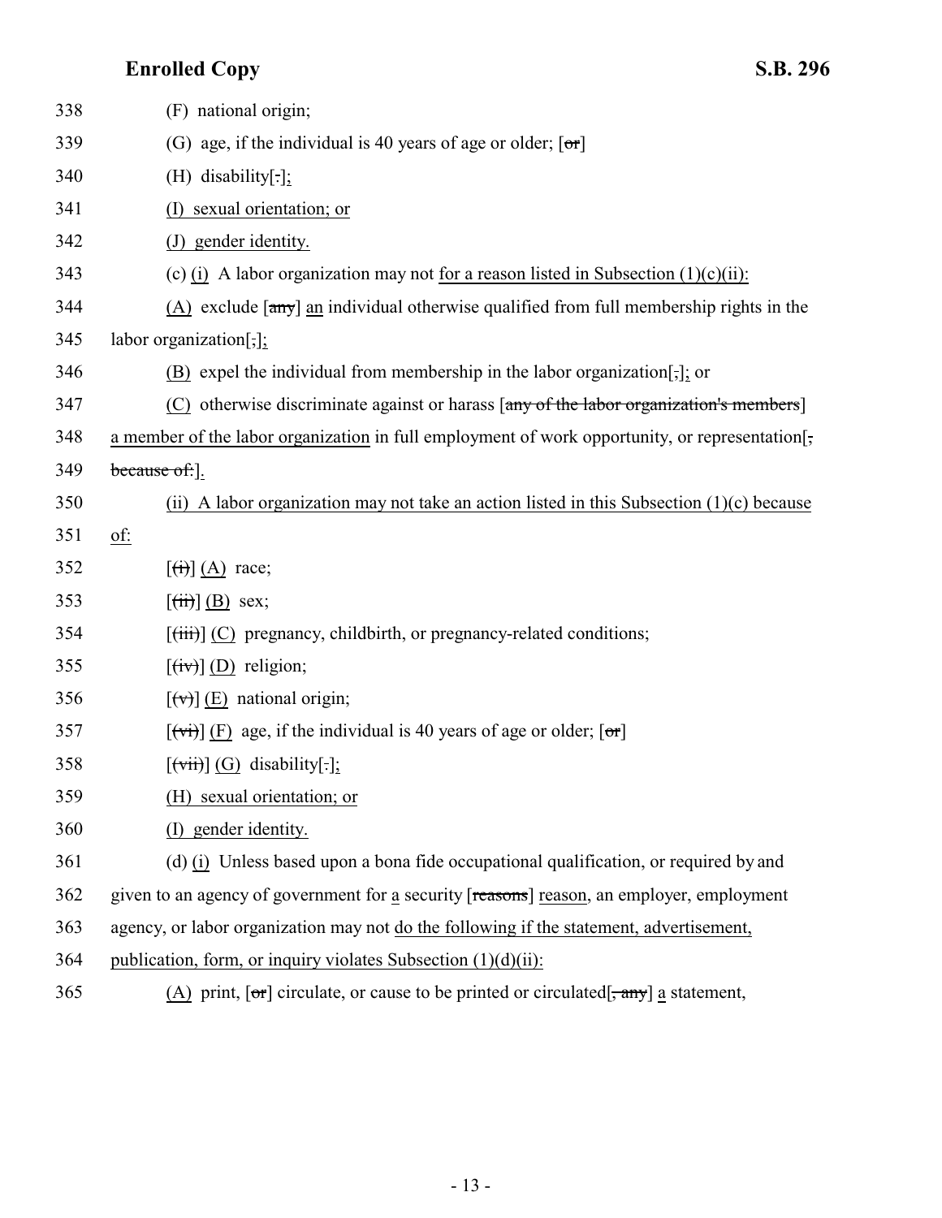338 (F) national origin;

339 (G) age, if the individual is 40 years of age or older; [~~or~~]

340 (H) disability[.];

341 <u>(I) sexual orientation; or</u>

342 <u>(J) gender identity.</u>

343 (c) <u>(i)</u> A labor organization may not <u>for a reason listed in Subsection (1)(c)(ii):</u>

344 <u>(A)</u> exclude [~~any~~] <u>an</u> individual otherwise qualified from full membership rights in the

345 labor organization[,]<u>;</u>

346 <u>(B)</u> expel the individual from membership in the labor organization[,]<u>;</u> or

347 <u>(C)</u> otherwise discriminate against or harass [~~any of the labor organization's members~~]

348 <u>a member of the labor organization</u> in full employment of work opportunity, or representation[~~,~~

349 ~~because of:~~]<u>.</u>

350 <u>(ii) A labor organization may not take an action listed in this Subsection (1)(c) because</u>

351 <u>of:</u>

352 [~~(i)~~] <u>(A)</u> race;

353 [~~(ii)~~] <u>(B)</u> sex;

354 [~~(iii)~~] <u>(C)</u> pregnancy, childbirth, or pregnancy-related conditions;

355 [~~(iv)~~] <u>(D)</u> religion;

356 [~~(v)~~] <u>(E)</u> national origin;

357 [~~(vi)~~] <u>(F)</u> age, if the individual is 40 years of age or older; [~~or~~]

358 [~~(vii)~~] <u>(G)</u> disability[.]<u>;</u>

359 <u>(H) sexual orientation; or</u>

360 <u>(I) gender identity.</u>

361 (d) <u>(i)</u> Unless based upon a bona fide occupational qualification, or required by and

362 given to an agency of government for <u>a</u> security [~~reasons~~] <u>reason</u>, an employer, employment

363 agency, or labor organization may not <u>do the following if the statement, advertisement,</u>

364 <u>publication, form, or inquiry violates Subsection (1)(d)(ii):</u>

365 <u>(A)</u> print, [~~or~~] circulate, or cause to be printed or circulated[~~, any~~] <u>a</u> statement,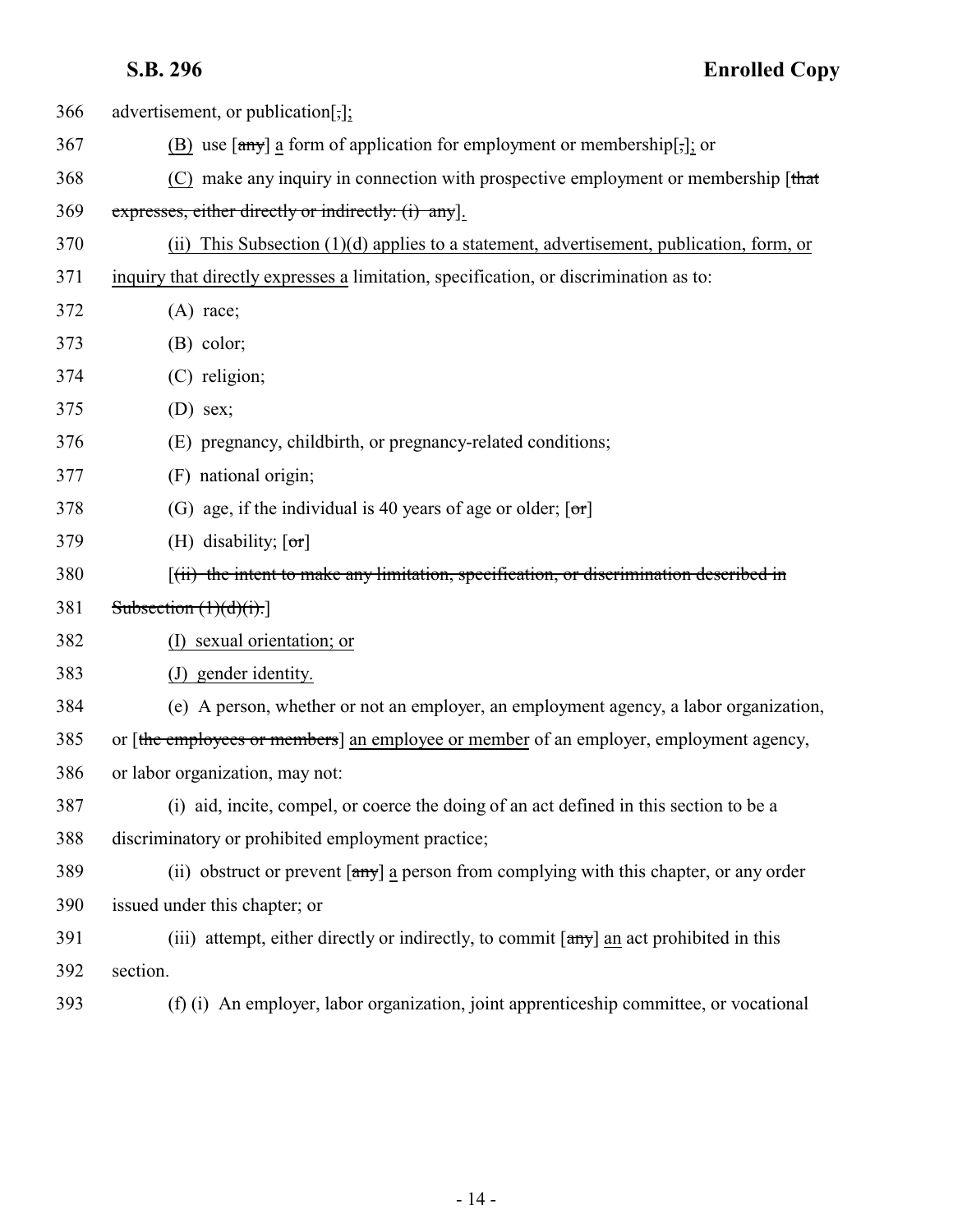366 advertisement, or publication[,];

367 (B) use [any] a form of application for employment or membership[,]; or

368 (C) make any inquiry in connection with prospective employment or membership [that

369 expresses, either directly or indirectly: (i) any].

370 (ii) This Subsection (1)(d) applies to a statement, advertisement, publication, form, or

371 inquiry that directly expresses a limitation, specification, or discrimination as to:

372 (A) race;

373 (B) color;

374 (C) religion;

375 (D) sex;

376 (E) pregnancy, childbirth, or pregnancy-related conditions;

377 (F) national origin;

378 (G) age, if the individual is 40 years of age or older; [or]

379 (H) disability; [or]

380 [(ii) the intent to make any limitation, specification, or discrimination described in

381 Subsection (1)(d)(i).]

382 (I) sexual orientation; or

383 (J) gender identity.

384 (e) A person, whether or not an employer, an employment agency, a labor organization,

385 or [the employees or members] an employee or member of an employer, employment agency,

386 or labor organization, may not:

387 (i) aid, incite, compel, or coerce the doing of an act defined in this section to be a

388 discriminatory or prohibited employment practice;

389 (ii) obstruct or prevent [any] a person from complying with this chapter, or any order

390 issued under this chapter; or

391 (iii) attempt, either directly or indirectly, to commit [any] an act prohibited in this

392 section.

393 (f) (i) An employer, labor organization, joint apprenticeship committee, or vocational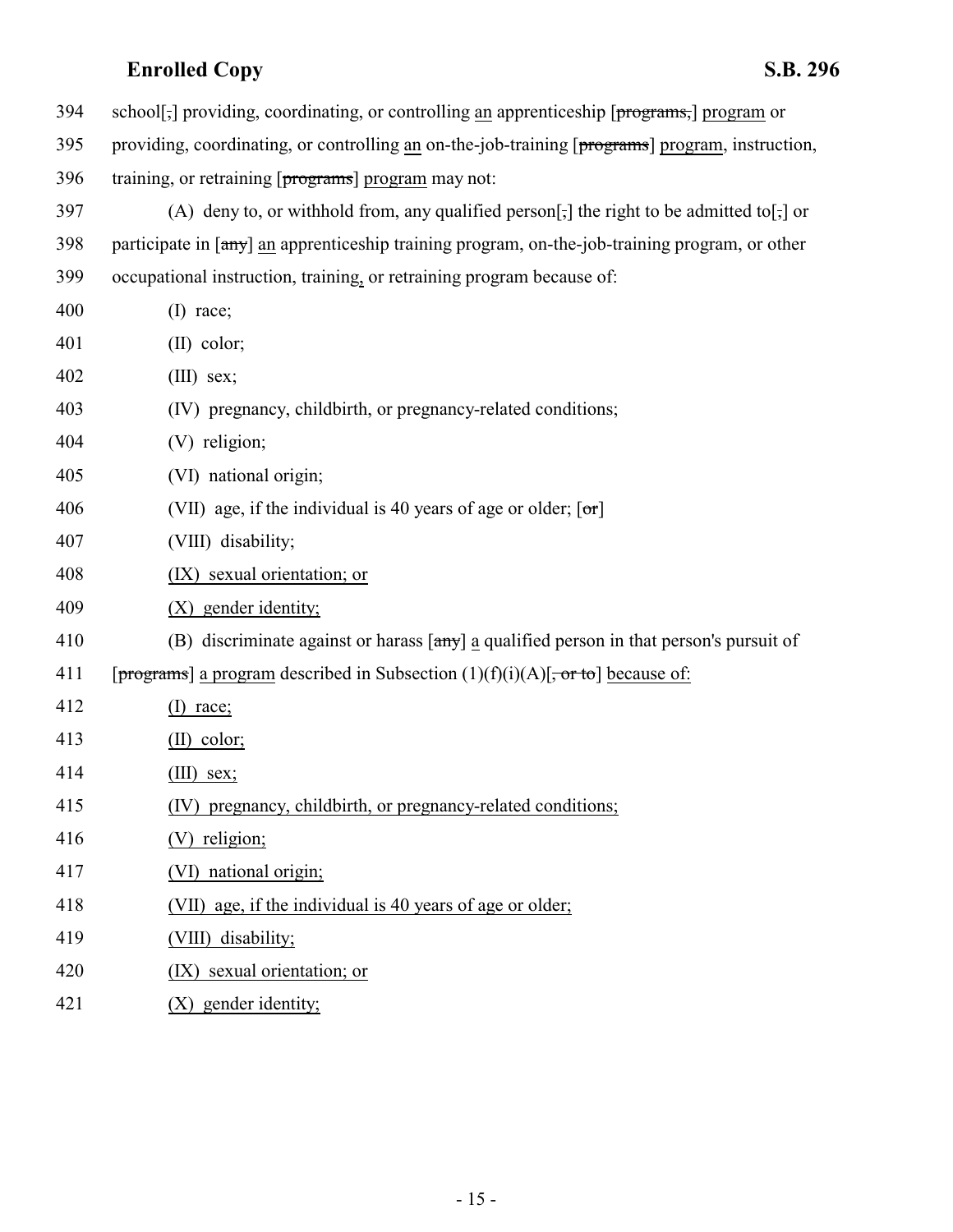394 school[,] providing, coordinating, or controlling an apprenticeship [~~programs,~~] program or
395 providing, coordinating, or controlling an on-the-job-training [~~programs~~] program, instruction,
396 training, or retraining [~~programs~~] program may not:

397 (A) deny to, or withhold from, any qualified person[,] the right to be admitted to[,] or
398 participate in [~~any~~] an apprenticeship training program, on-the-job-training program, or other
399 occupational instruction, training, or retraining program because of:

400 (I) race;

401 (II) color;

402 (III) sex;

403 (IV) pregnancy, childbirth, or pregnancy-related conditions;

404 (V) religion;

405 (VI) national origin;

406 (VII) age, if the individual is 40 years of age or older; [~~or~~]

407 (VIII) disability;

408 (IX) sexual orientation; or

409 (X) gender identity;

410 (B) discriminate against or harass [~~any~~] a qualified person in that person's pursuit of
411 [~~programs~~] a program described in Subsection (1)(f)(i)(A)[~~, or to~~] because of:

412 (I) race;

413 (II) color;

414 (III) sex;

415 (IV) pregnancy, childbirth, or pregnancy-related conditions;

416 (V) religion;

417 (VI) national origin;

418 (VII) age, if the individual is 40 years of age or older;

419 (VIII) disability;

420 (IX) sexual orientation; or

421 (X) gender identity;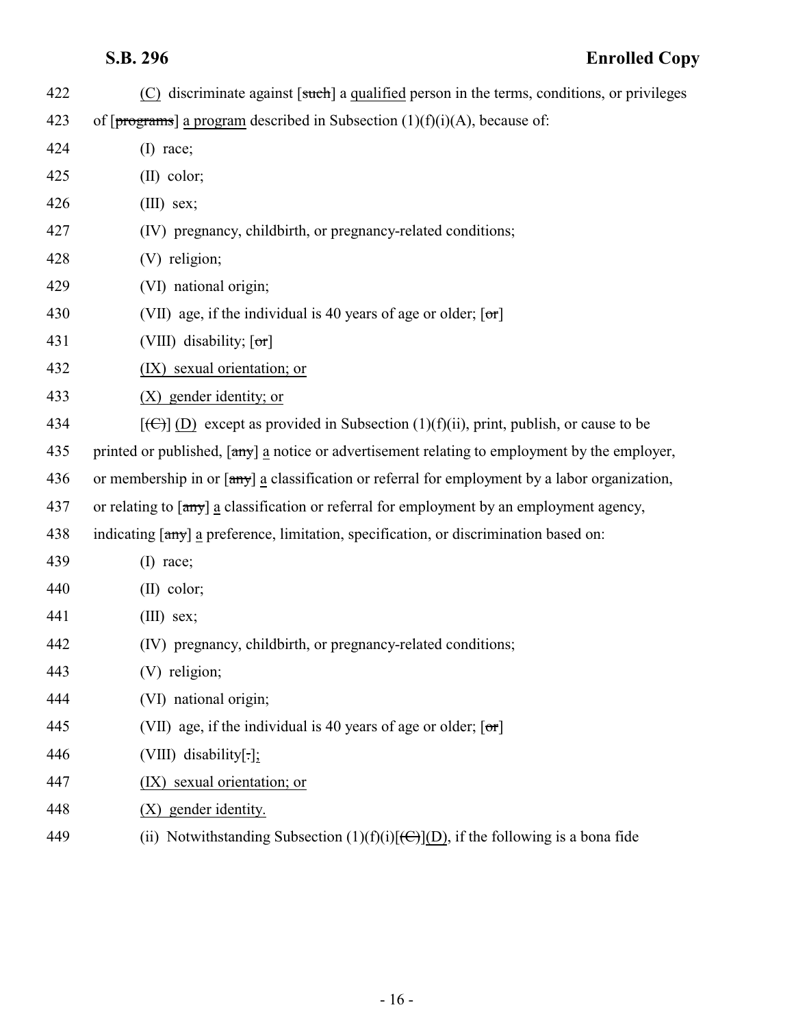422 (C) discriminate against [such] a qualified person in the terms, conditions, or privileges

423 of [programs] a program described in Subsection (1)(f)(i)(A), because of:

424 (I) race;

425 (II) color;

426 (III) sex;

427 (IV) pregnancy, childbirth, or pregnancy-related conditions;

428 (V) religion;

429 (VI) national origin;

430 (VII) age, if the individual is 40 years of age or older; [or]

431 (VIII) disability; [or]

432 (IX) sexual orientation; or

433 (X) gender identity; or

434 [(C)] (D) except as provided in Subsection (1)(f)(ii), print, publish, or cause to be

435 printed or published, [any] a notice or advertisement relating to employment by the employer,

436 or membership in or [any] a classification or referral for employment by a labor organization,

437 or relating to [any] a classification or referral for employment by an employment agency,

438 indicating [any] a preference, limitation, specification, or discrimination based on:

439 (I) race;

440 (II) color;

441 (III) sex;

442 (IV) pregnancy, childbirth, or pregnancy-related conditions;

443 (V) religion;

444 (VI) national origin;

445 (VII) age, if the individual is 40 years of age or older; [or]

446 (VIII) disability[.];

447 (IX) sexual orientation; or

448 (X) gender identity.

449 (ii) Notwithstanding Subsection (1)(f)(i)[(C)](D), if the following is a bona fide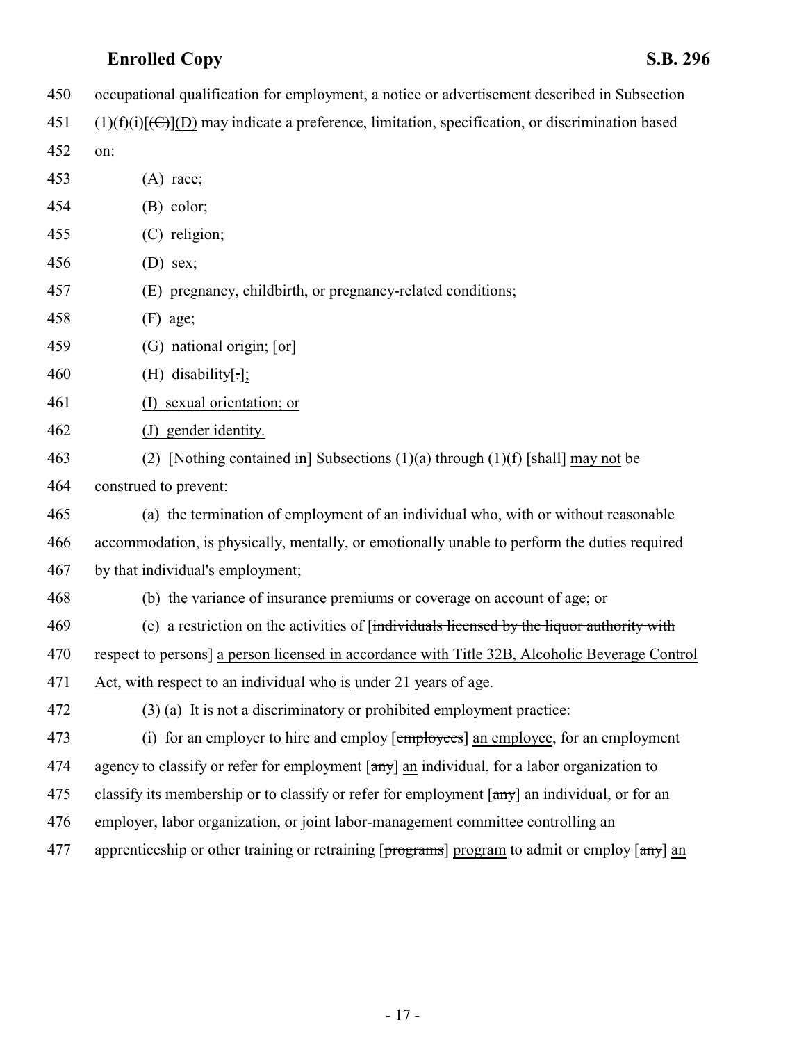450 occupational qualification for employment, a notice or advertisement described in Subsection

451 (1)(f)(i)[~~(C)~~](D) may indicate a preference, limitation, specification, or discrimination based

452 on:

453 (A) race;

454 (B) color;

455 (C) religion;

456 (D) sex;

457 (E) pregnancy, childbirth, or pregnancy-related conditions;

458 (F) age;

459 (G) national origin; [~~or~~]

460 (H) disability[~~.~~];

461 <u>(I) sexual orientation; or</u>

462 <u>(J) gender identity.</u>

463 (2) [~~Nothing contained in~~] Subsections (1)(a) through (1)(f) [~~shall~~] <u>may not</u> be

464 construed to prevent:

465 (a) the termination of employment of an individual who, with or without reasonable

466 accommodation, is physically, mentally, or emotionally unable to perform the duties required

467 by that individual's employment;

468 (b) the variance of insurance premiums or coverage on account of age; or

469 (c) a restriction on the activities of [~~individuals licensed by the liquor authority with~~

470 ~~respect to persons~~] <u>a person licensed in accordance with Title 32B, Alcoholic Beverage Control</u>

471 <u>Act, with respect to an individual who is</u> under 21 years of age.

472 (3) (a) It is not a discriminatory or prohibited employment practice:

473 (i) for an employer to hire and employ [~~employees~~] <u>an employee</u>, for an employment

474 agency to classify or refer for employment [~~any~~] <u>an</u> individual, for a labor organization to

475 classify its membership or to classify or refer for employment [~~any~~] <u>an</u> individual<u>,</u> or for an

476 employer, labor organization, or joint labor-management committee controlling <u>an</u>

477 apprenticeship or other training or retraining [~~programs~~] <u>program</u> to admit or employ [~~any~~] <u>an</u>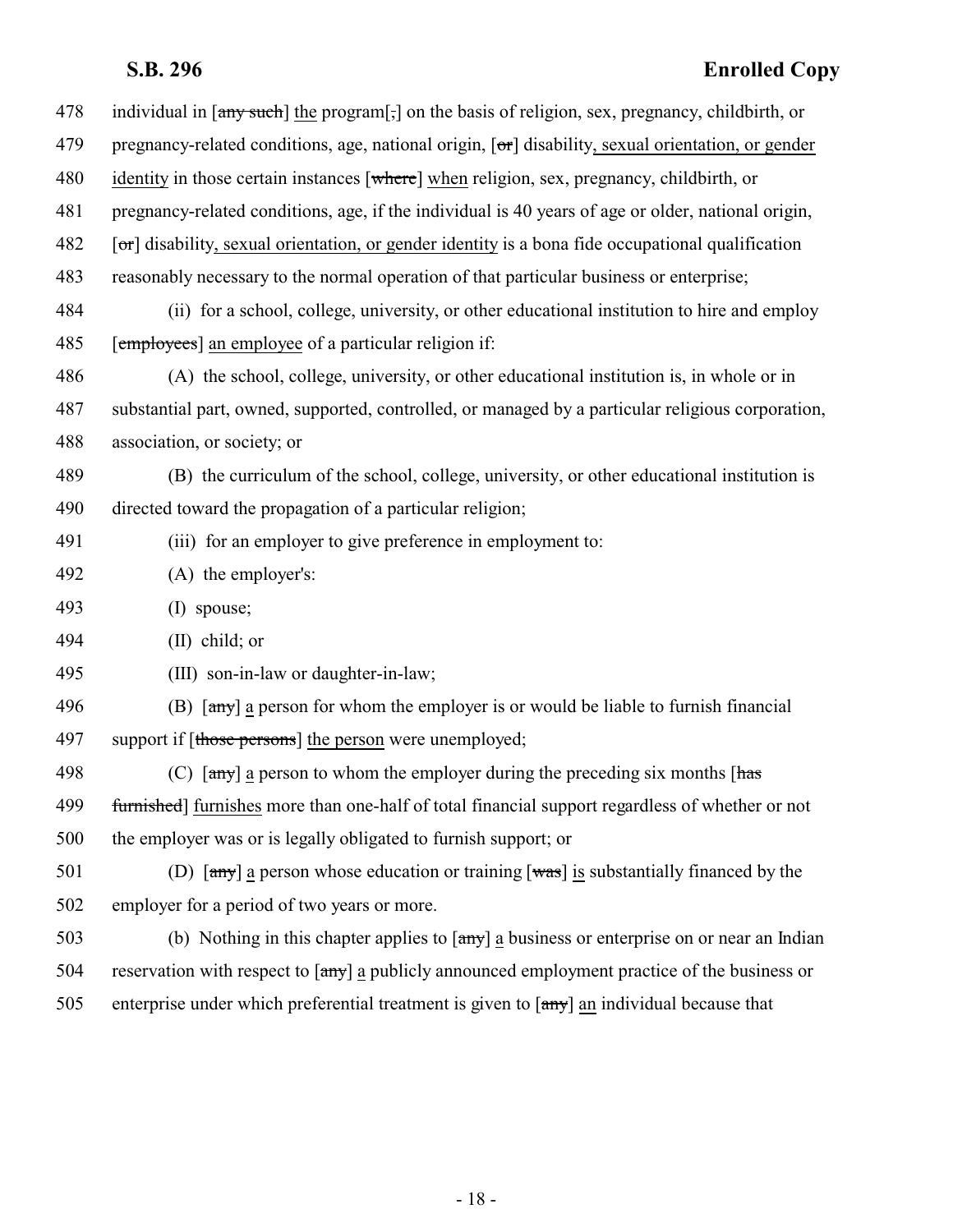478 individual in [~~any such~~] the program[~~,~~] on the basis of religion, sex, pregnancy, childbirth, or
479 pregnancy-related conditions, age, national origin, [~~or~~] disability, sexual orientation, or gender
480 identity in those certain instances [~~where~~] when religion, sex, pregnancy, childbirth, or
481 pregnancy-related conditions, age, if the individual is 40 years of age or older, national origin,
482 [~~or~~] disability, sexual orientation, or gender identity is a bona fide occupational qualification
483 reasonably necessary to the normal operation of that particular business or enterprise;

484 (ii) for a school, college, university, or other educational institution to hire and employ
485 [~~employees~~] an employee of a particular religion if:

486 (A) the school, college, university, or other educational institution is, in whole or in
487 substantial part, owned, supported, controlled, or managed by a particular religious corporation,
488 association, or society; or

489 (B) the curriculum of the school, college, university, or other educational institution is
490 directed toward the propagation of a particular religion;

491 (iii) for an employer to give preference in employment to:

492 (A) the employer's:

493 (I) spouse;

494 (II) child; or

495 (III) son-in-law or daughter-in-law;

496 (B) [~~any~~] a person for whom the employer is or would be liable to furnish financial
497 support if [~~those persons~~] the person were unemployed;

498 (C) [~~any~~] a person to whom the employer during the preceding six months [~~has~~
499 ~~furnished~~] furnishes more than one-half of total financial support regardless of whether or not
500 the employer was or is legally obligated to furnish support; or

501 (D) [~~any~~] a person whose education or training [~~was~~] is substantially financed by the
502 employer for a period of two years or more.

503 (b) Nothing in this chapter applies to [~~any~~] a business or enterprise on or near an Indian
504 reservation with respect to [~~any~~] a publicly announced employment practice of the business or
505 enterprise under which preferential treatment is given to [~~any~~] an individual because that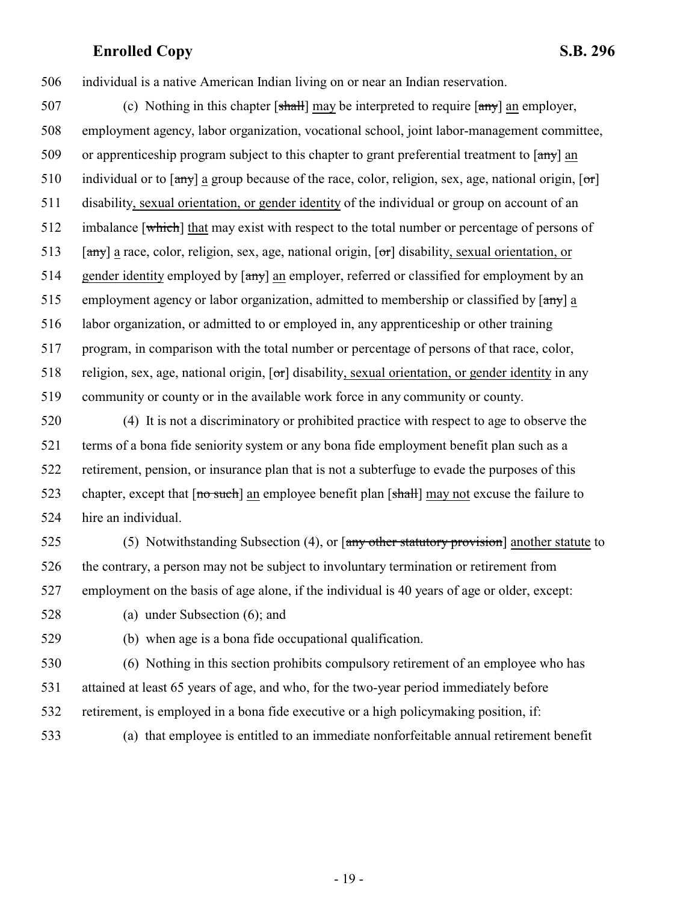506 individual is a native American Indian living on or near an Indian reservation.

507 (c) Nothing in this chapter [~~shall~~] <u>may</u> be interpreted to require [~~any~~] <u>an</u> employer,
508 employment agency, labor organization, vocational school, joint labor-management committee,
509 or apprenticeship program subject to this chapter to grant preferential treatment to [~~any~~] <u>an</u>
510 individual or to [~~any~~] <u>a</u> group because of the race, color, religion, sex, age, national origin, [~~or~~]
511 disability<u>, sexual orientation, or gender identity</u> of the individual or group on account of an
512 imbalance [~~which~~] <u>that</u> may exist with respect to the total number or percentage of persons of
513 [~~any~~] <u>a</u> race, color, religion, sex, age, national origin, [~~or~~] disability<u>, sexual orientation, or</u>
514 <u>gender identity</u> employed by [~~any~~] <u>an</u> employer, referred or classified for employment by an
515 employment agency or labor organization, admitted to membership or classified by [~~any~~] <u>a</u>
516 labor organization, or admitted to or employed in, any apprenticeship or other training
517 program, in comparison with the total number or percentage of persons of that race, color,
518 religion, sex, age, national origin, [~~or~~] disability<u>, sexual orientation, or gender identity</u> in any
519 community or county or in the available work force in any community or county.

520 (4) It is not a discriminatory or prohibited practice with respect to age to observe the
521 terms of a bona fide seniority system or any bona fide employment benefit plan such as a
522 retirement, pension, or insurance plan that is not a subterfuge to evade the purposes of this
523 chapter, except that [~~no such~~] <u>an</u> employee benefit plan [~~shall~~] <u>may not</u> excuse the failure to
524 hire an individual.

525 (5) Notwithstanding Subsection (4), or [~~any other statutory provision~~] <u>another statute</u> to
526 the contrary, a person may not be subject to involuntary termination or retirement from
527 employment on the basis of age alone, if the individual is 40 years of age or older, except:

528 (a) under Subsection (6); and

529 (b) when age is a bona fide occupational qualification.

530 (6) Nothing in this section prohibits compulsory retirement of an employee who has
531 attained at least 65 years of age, and who, for the two-year period immediately before
532 retirement, is employed in a bona fide executive or a high policymaking position, if:

533 (a) that employee is entitled to an immediate nonforfeitable annual retirement benefit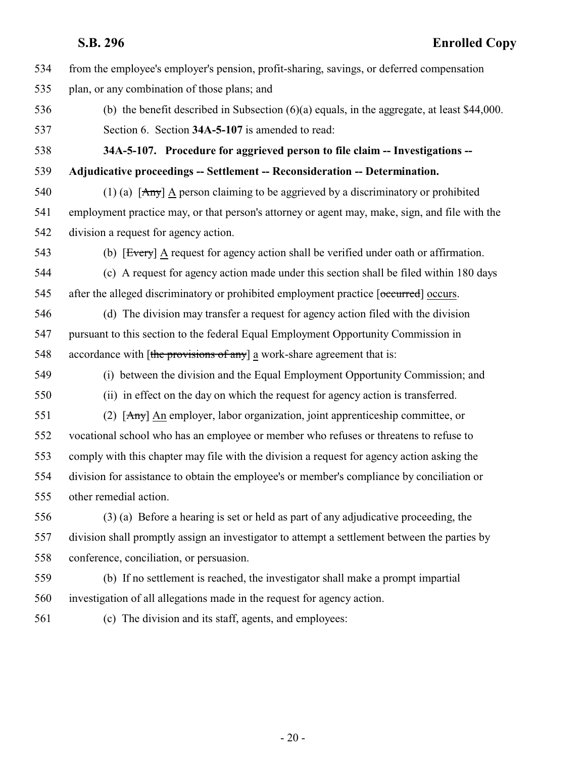from the employee's employer's pension, profit-sharing, savings, or deferred compensation plan, or any combination of those plans; and

(b) the benefit described in Subsection (6)(a) equals, in the aggregate, at least $44,000.

Section 6. Section **34A-5-107** is amended to read:

**34A-5-107. Procedure for aggrieved person to file claim -- Investigations -- Adjudicative proceedings -- Settlement -- Reconsideration -- Determination.**

(1) (a) [~~Any~~] A person claiming to be aggrieved by a discriminatory or prohibited employment practice may, or that person's attorney or agent may, make, sign, and file with the division a request for agency action.

(b) [~~Every~~] A request for agency action shall be verified under oath or affirmation.

(c) A request for agency action made under this section shall be filed within 180 days after the alleged discriminatory or prohibited employment practice [~~occurred~~] occurs.

(d) The division may transfer a request for agency action filed with the division pursuant to this section to the federal Equal Employment Opportunity Commission in accordance with [~~the provisions of any~~] a work-share agreement that is:

(i) between the division and the Equal Employment Opportunity Commission; and

(ii) in effect on the day on which the request for agency action is transferred.

(2) [~~Any~~] An employer, labor organization, joint apprenticeship committee, or vocational school who has an employee or member who refuses or threatens to refuse to comply with this chapter may file with the division a request for agency action asking the division for assistance to obtain the employee's or member's compliance by conciliation or other remedial action.

(3) (a) Before a hearing is set or held as part of any adjudicative proceeding, the division shall promptly assign an investigator to attempt a settlement between the parties by conference, conciliation, or persuasion.

(b) If no settlement is reached, the investigator shall make a prompt impartial investigation of all allegations made in the request for agency action.

(c) The division and its staff, agents, and employees: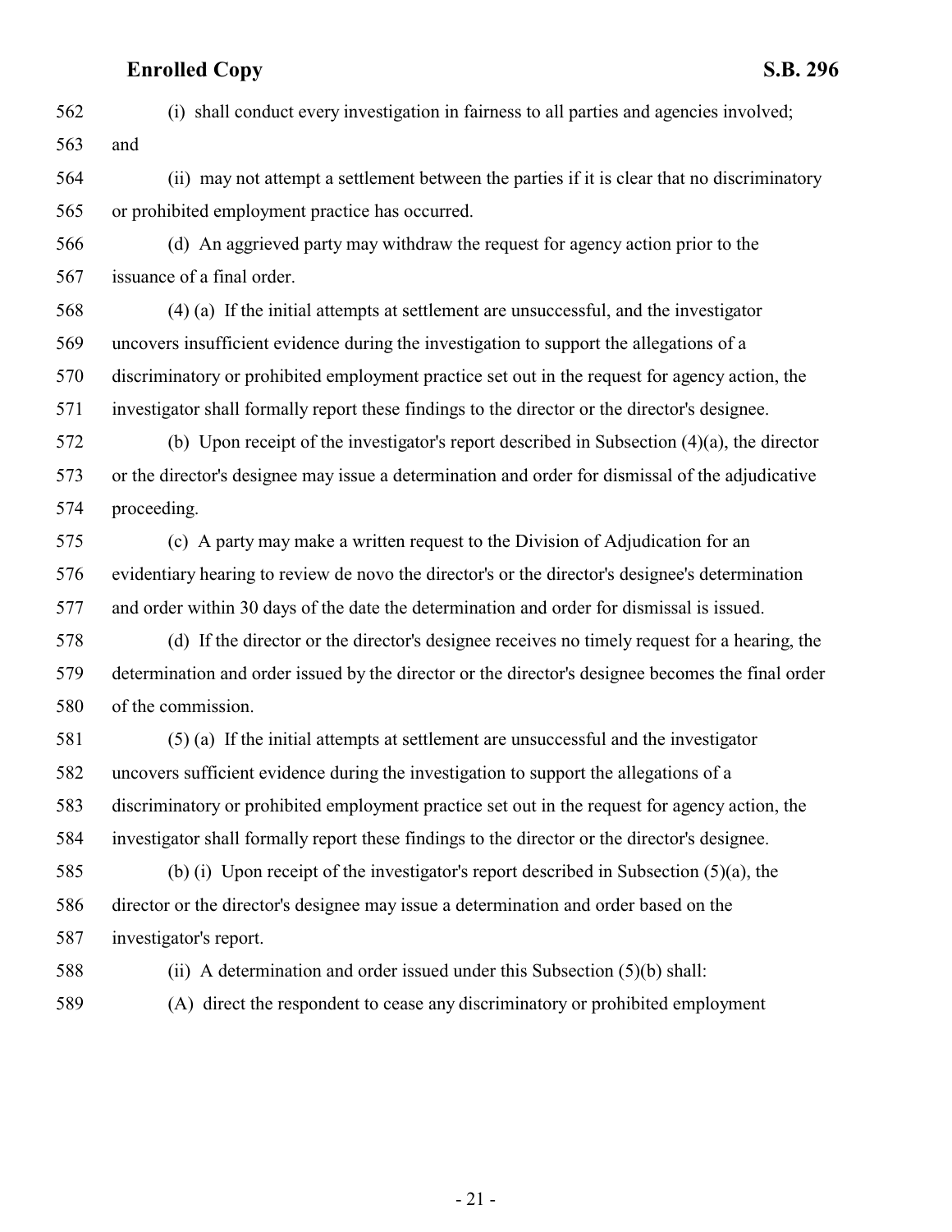(i) shall conduct every investigation in fairness to all parties and agencies involved; and

(ii) may not attempt a settlement between the parties if it is clear that no discriminatory or prohibited employment practice has occurred.

(d) An aggrieved party may withdraw the request for agency action prior to the issuance of a final order.

(4) (a) If the initial attempts at settlement are unsuccessful, and the investigator uncovers insufficient evidence during the investigation to support the allegations of a discriminatory or prohibited employment practice set out in the request for agency action, the investigator shall formally report these findings to the director or the director's designee.

(b) Upon receipt of the investigator's report described in Subsection (4)(a), the director or the director's designee may issue a determination and order for dismissal of the adjudicative proceeding.

(c) A party may make a written request to the Division of Adjudication for an evidentiary hearing to review de novo the director's or the director's designee's determination and order within 30 days of the date the determination and order for dismissal is issued.

(d) If the director or the director's designee receives no timely request for a hearing, the determination and order issued by the director or the director's designee becomes the final order of the commission.

(5) (a) If the initial attempts at settlement are unsuccessful and the investigator uncovers sufficient evidence during the investigation to support the allegations of a discriminatory or prohibited employment practice set out in the request for agency action, the investigator shall formally report these findings to the director or the director's designee.

(b) (i) Upon receipt of the investigator's report described in Subsection (5)(a), the director or the director's designee may issue a determination and order based on the investigator's report.

(ii) A determination and order issued under this Subsection (5)(b) shall:

(A) direct the respondent to cease any discriminatory or prohibited employment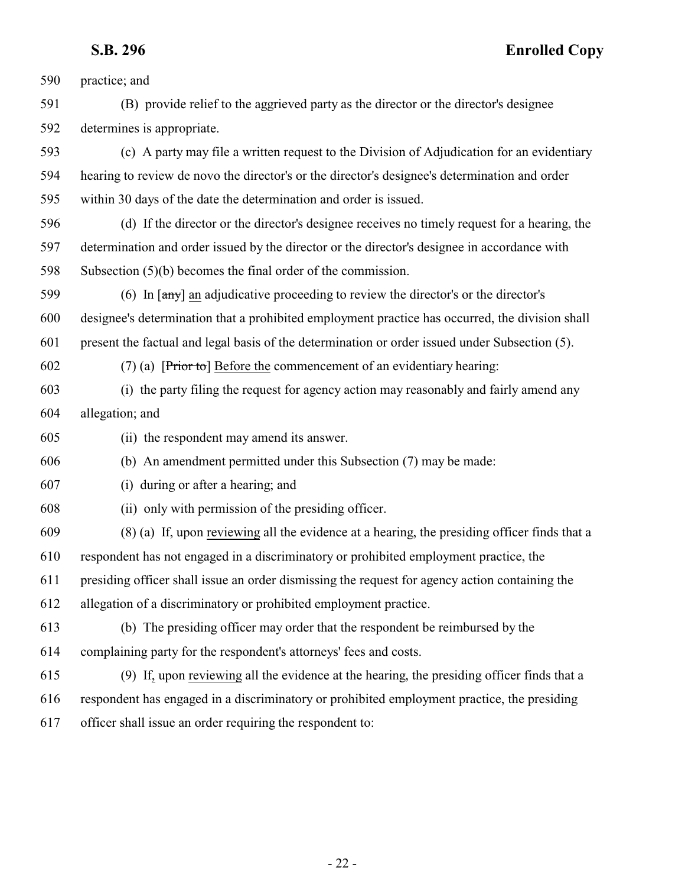practice; and

(B) provide relief to the aggrieved party as the director or the director's designee determines is appropriate.

(c) A party may file a written request to the Division of Adjudication for an evidentiary hearing to review de novo the director's or the director's designee's determination and order within 30 days of the date the determination and order is issued.

(d) If the director or the director's designee receives no timely request for a hearing, the determination and order issued by the director or the director's designee in accordance with Subsection (5)(b) becomes the final order of the commission.

(6) In [~~any~~] an adjudicative proceeding to review the director's or the director's designee's determination that a prohibited employment practice has occurred, the division shall present the factual and legal basis of the determination or order issued under Subsection (5).

(7) (a) [~~Prior to~~] Before the commencement of an evidentiary hearing:

(i) the party filing the request for agency action may reasonably and fairly amend any allegation; and

(ii) the respondent may amend its answer.

(b) An amendment permitted under this Subsection (7) may be made:

(i) during or after a hearing; and

(ii) only with permission of the presiding officer.

(8) (a) If, upon reviewing all the evidence at a hearing, the presiding officer finds that a respondent has not engaged in a discriminatory or prohibited employment practice, the presiding officer shall issue an order dismissing the request for agency action containing the allegation of a discriminatory or prohibited employment practice.

(b) The presiding officer may order that the respondent be reimbursed by the complaining party for the respondent's attorneys' fees and costs.

(9) If, upon reviewing all the evidence at the hearing, the presiding officer finds that a respondent has engaged in a discriminatory or prohibited employment practice, the presiding officer shall issue an order requiring the respondent to: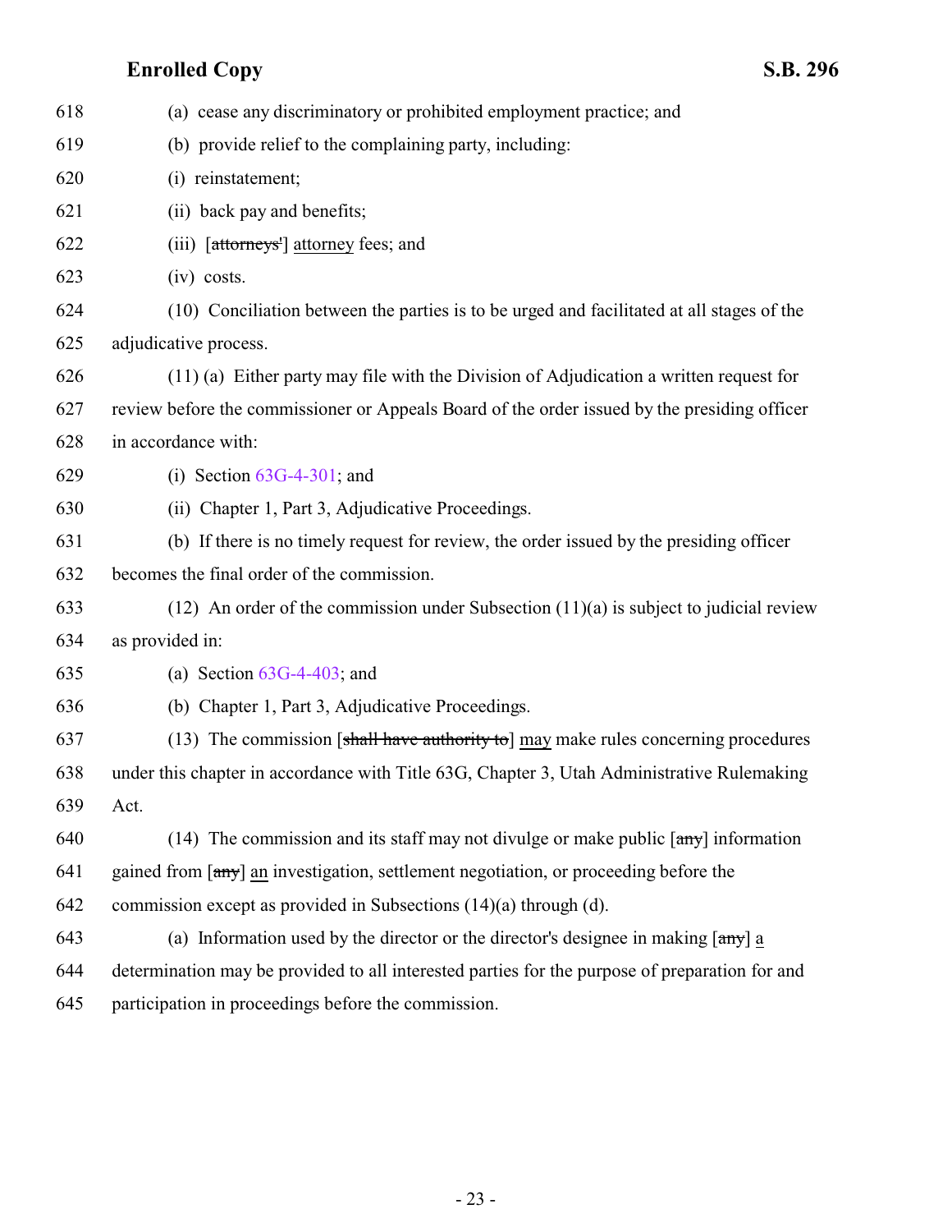618 (a) cease any discriminatory or prohibited employment practice; and

619 (b) provide relief to the complaining party, including:

620 (i) reinstatement;

621 (ii) back pay and benefits;

622 (iii) [~~attorneys'~~] attorney fees; and

623 (iv) costs.

624 (10) Conciliation between the parties is to be urged and facilitated at all stages of the

625 adjudicative process.

626 (11) (a) Either party may file with the Division of Adjudication a written request for

627 review before the commissioner or Appeals Board of the order issued by the presiding officer

628 in accordance with:

629 (i) Section 63G-4-301; and

630 (ii) Chapter 1, Part 3, Adjudicative Proceedings.

631 (b) If there is no timely request for review, the order issued by the presiding officer

632 becomes the final order of the commission.

633 (12) An order of the commission under Subsection (11)(a) is subject to judicial review

634 as provided in:

635 (a) Section 63G-4-403; and

636 (b) Chapter 1, Part 3, Adjudicative Proceedings.

637 (13) The commission [~~shall have authority to~~] may make rules concerning procedures

638 under this chapter in accordance with Title 63G, Chapter 3, Utah Administrative Rulemaking

639 Act.

640 (14) The commission and its staff may not divulge or make public [~~any~~] information

641 gained from [~~any~~] an investigation, settlement negotiation, or proceeding before the

642 commission except as provided in Subsections (14)(a) through (d).

643 (a) Information used by the director or the director's designee in making [~~any~~] a

644 determination may be provided to all interested parties for the purpose of preparation for and

645 participation in proceedings before the commission.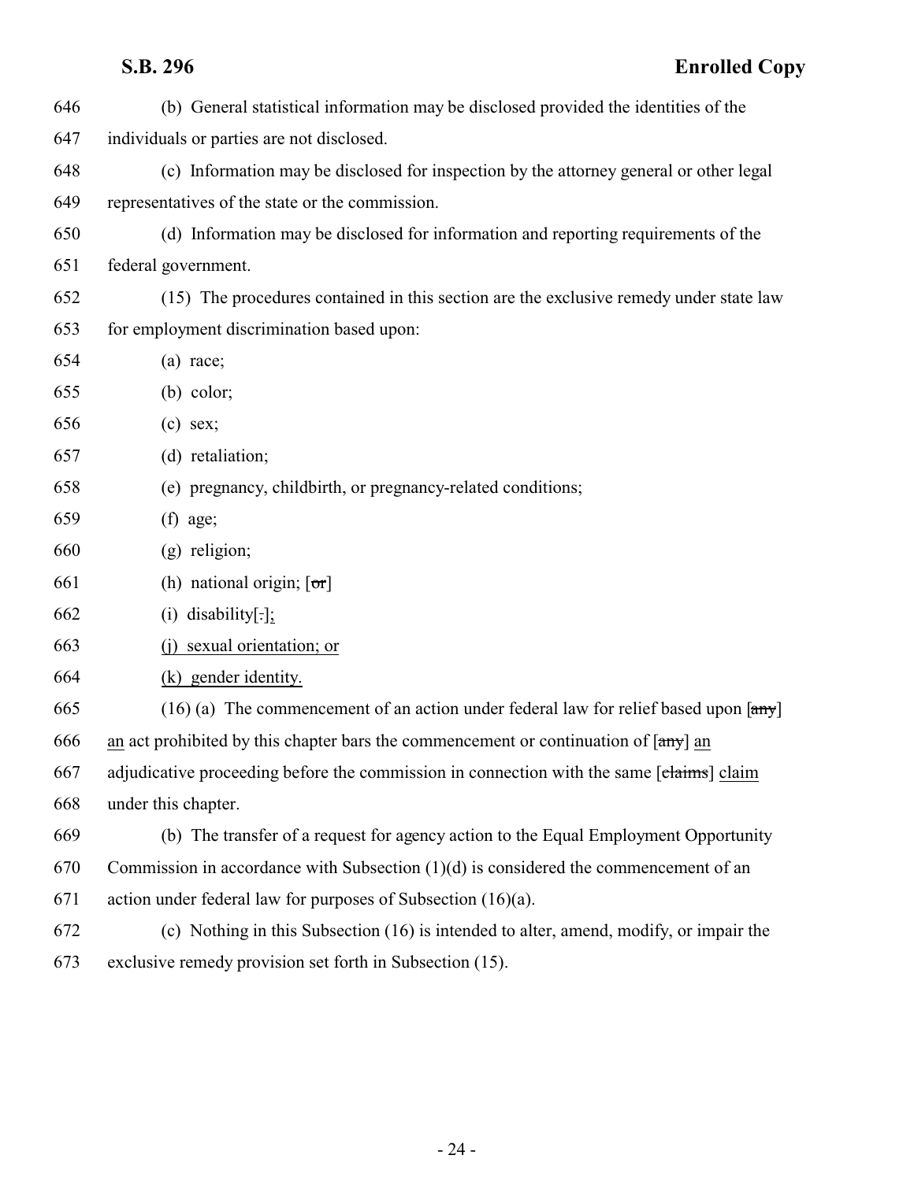(b) General statistical information may be disclosed provided the identities of the individuals or parties are not disclosed.

(c) Information may be disclosed for inspection by the attorney general or other legal representatives of the state or the commission.

(d) Information may be disclosed for information and reporting requirements of the federal government.

(15) The procedures contained in this section are the exclusive remedy under state law for employment discrimination based upon:

(a) race;

(b) color;

(c) sex;

(d) retaliation;

(e) pregnancy, childbirth, or pregnancy-related conditions;

(f) age;

(g) religion;

(h) national origin; [~~or~~]

(i) disability[~~.~~]<u>;</u>

<u>(j) sexual orientation; or</u>

<u>(k) gender identity.</u>

(16) (a) The commencement of an action under federal law for relief based upon [~~any~~] <u>an</u> act prohibited by this chapter bars the commencement or continuation of [~~any~~] <u>an</u> adjudicative proceeding before the commission in connection with the same [~~claims~~] <u>claim</u> under this chapter.

(b) The transfer of a request for agency action to the Equal Employment Opportunity Commission in accordance with Subsection (1)(d) is considered the commencement of an action under federal law for purposes of Subsection (16)(a).

(c) Nothing in this Subsection (16) is intended to alter, amend, modify, or impair the exclusive remedy provision set forth in Subsection (15).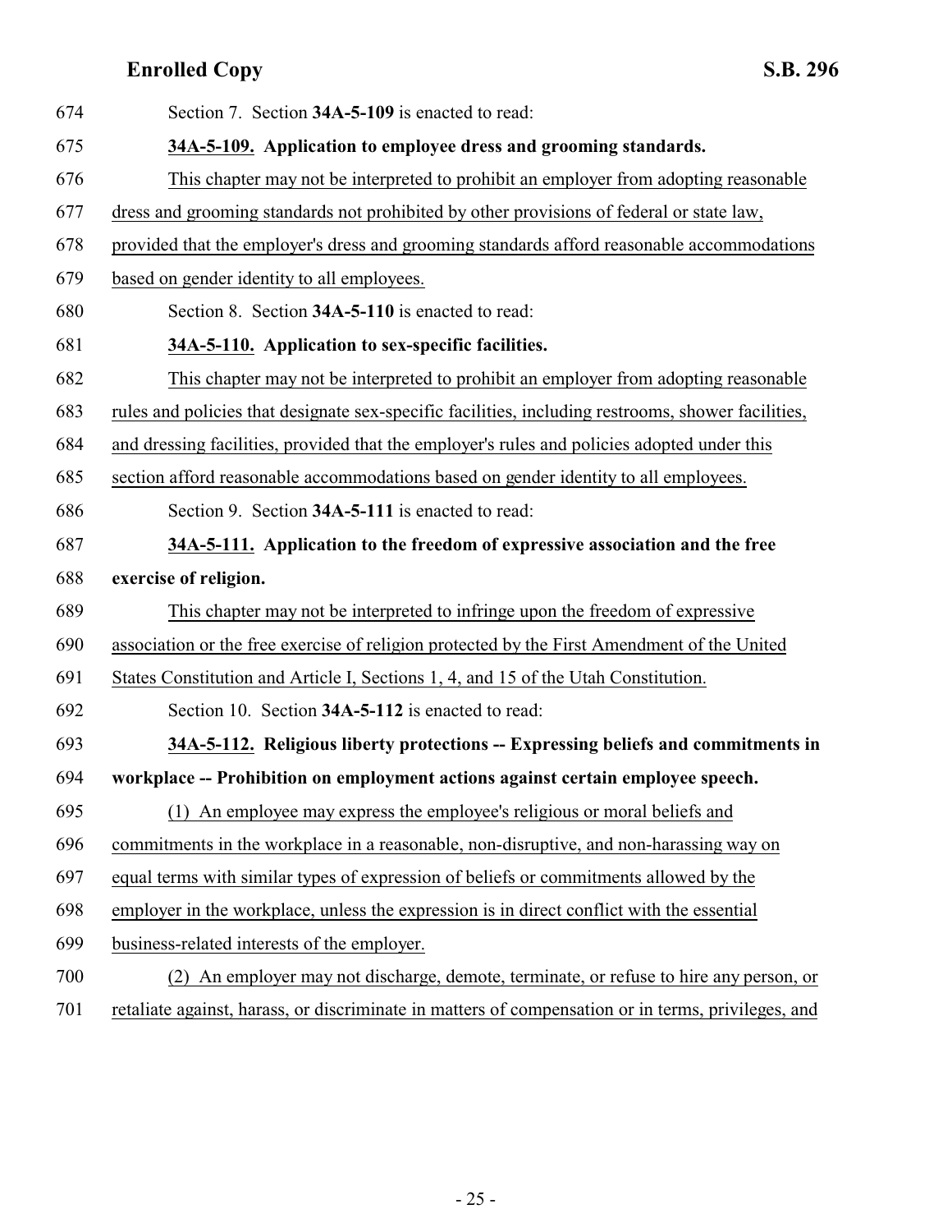Section 7. Section **34A-5-109** is enacted to read:

**34A-5-109. Application to employee dress and grooming standards.**

This chapter may not be interpreted to prohibit an employer from adopting reasonable dress and grooming standards not prohibited by other provisions of federal or state law, provided that the employer's dress and grooming standards afford reasonable accommodations based on gender identity to all employees.

Section 8. Section **34A-5-110** is enacted to read:

**34A-5-110. Application to sex-specific facilities.**

This chapter may not be interpreted to prohibit an employer from adopting reasonable rules and policies that designate sex-specific facilities, including restrooms, shower facilities, and dressing facilities, provided that the employer's rules and policies adopted under this section afford reasonable accommodations based on gender identity to all employees.

Section 9. Section **34A-5-111** is enacted to read:

**34A-5-111. Application to the freedom of expressive association and the free exercise of religion.**

This chapter may not be interpreted to infringe upon the freedom of expressive association or the free exercise of religion protected by the First Amendment of the United States Constitution and Article I, Sections 1, 4, and 15 of the Utah Constitution.

Section 10. Section **34A-5-112** is enacted to read:

**34A-5-112. Religious liberty protections -- Expressing beliefs and commitments in workplace -- Prohibition on employment actions against certain employee speech.**

(1) An employee may express the employee's religious or moral beliefs and commitments in the workplace in a reasonable, non-disruptive, and non-harassing way on equal terms with similar types of expression of beliefs or commitments allowed by the employer in the workplace, unless the expression is in direct conflict with the essential business-related interests of the employer.

(2) An employer may not discharge, demote, terminate, or refuse to hire any person, or retaliate against, harass, or discriminate in matters of compensation or in terms, privileges, and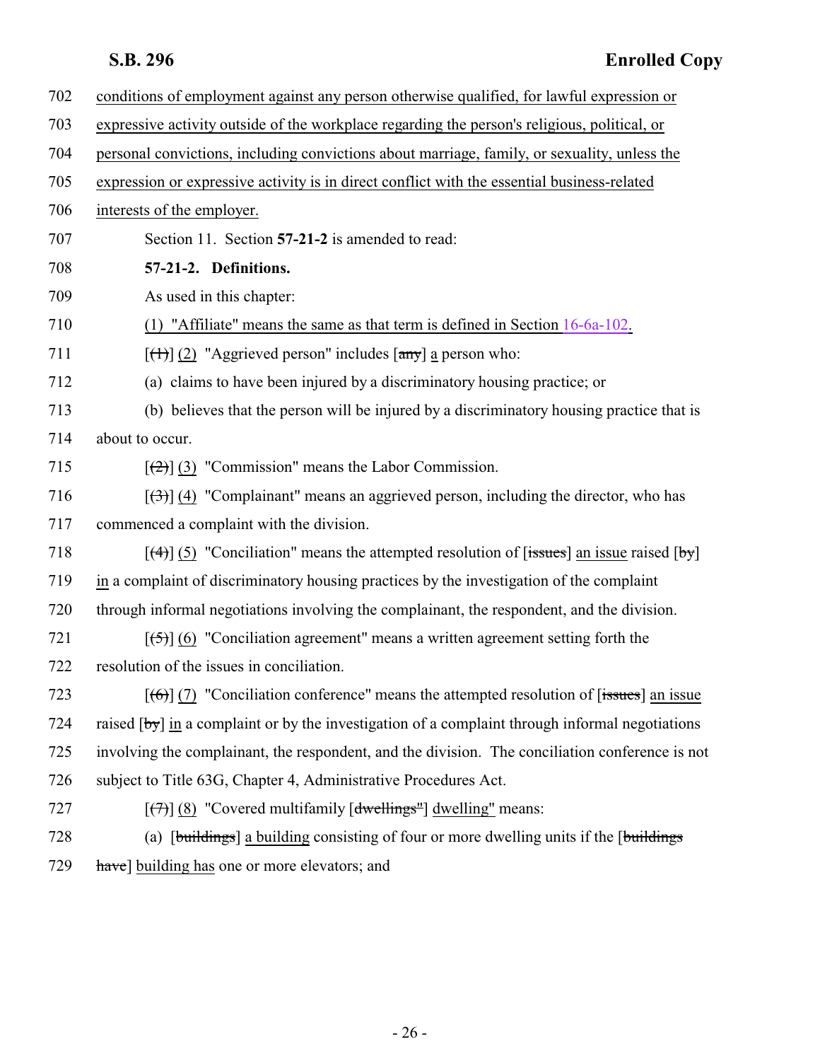conditions of employment against any person otherwise qualified, for lawful expression or expressive activity outside of the workplace regarding the person's religious, political, or personal convictions, including convictions about marriage, family, or sexuality, unless the expression or expressive activity is in direct conflict with the essential business-related interests of the employer.

Section 11. Section **57-21-2** is amended to read:

**57-21-2. Definitions.**

As used in this chapter:

(1) "Affiliate" means the same as that term is defined in Section 16-6a-102.

[~~(1)~~] (2) "Aggrieved person" includes [~~any~~] a person who:

(a) claims to have been injured by a discriminatory housing practice; or

(b) believes that the person will be injured by a discriminatory housing practice that is about to occur.

[~~(2)~~] (3) "Commission" means the Labor Commission.

[~~(3)~~] (4) "Complainant" means an aggrieved person, including the director, who has commenced a complaint with the division.

[~~(4)~~] (5) "Conciliation" means the attempted resolution of [~~issues~~] an issue raised [~~by~~] in a complaint of discriminatory housing practices by the investigation of the complaint through informal negotiations involving the complainant, the respondent, and the division.

[~~(5)~~] (6) "Conciliation agreement" means a written agreement setting forth the resolution of the issues in conciliation.

[~~(6)~~] (7) "Conciliation conference" means the attempted resolution of [~~issues~~] an issue raised [~~by~~] in a complaint or by the investigation of a complaint through informal negotiations involving the complainant, the respondent, and the division. The conciliation conference is not subject to Title 63G, Chapter 4, Administrative Procedures Act.

[~~(7)~~] (8) "Covered multifamily [~~dwellings"~~] dwelling" means:

(a) [~~buildings~~] a building consisting of four or more dwelling units if the [~~buildings have~~] building has one or more elevators; and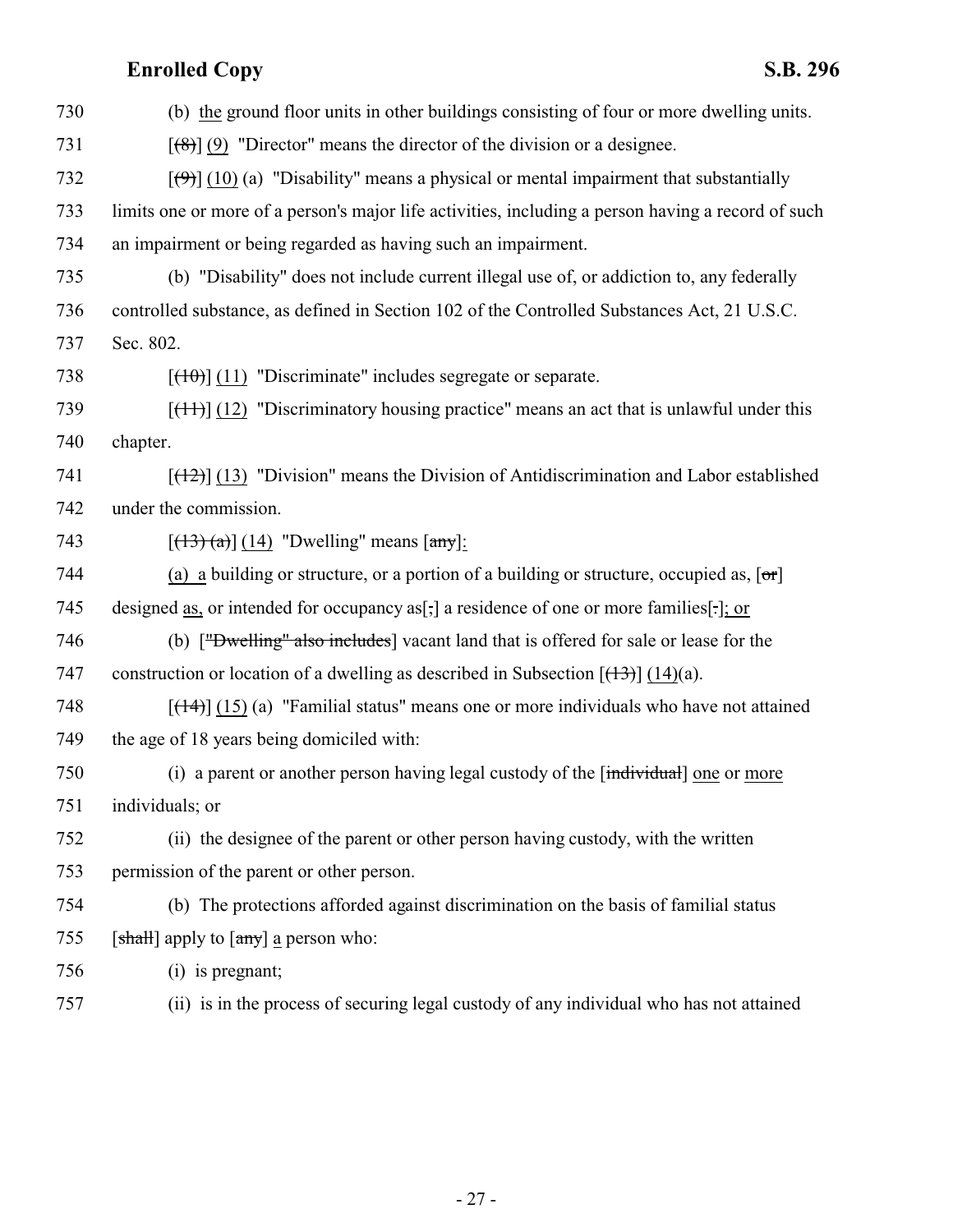730 (b) the ground floor units in other buildings consisting of four or more dwelling units.

731 [(8)] (9) "Director" means the director of the division or a designee.

732 [(9)] (10) (a) "Disability" means a physical or mental impairment that substantially

733 limits one or more of a person's major life activities, including a person having a record of such

734 an impairment or being regarded as having such an impairment.

735 (b) "Disability" does not include current illegal use of, or addiction to, any federally

736 controlled substance, as defined in Section 102 of the Controlled Substances Act, 21 U.S.C.

737 Sec. 802.

738 [(10)] (11) "Discriminate" includes segregate or separate.

739 [(11)] (12) "Discriminatory housing practice" means an act that is unlawful under this

740 chapter.

741 [(12)] (13) "Division" means the Division of Antidiscrimination and Labor established

742 under the commission.

743 [(13) (a)] (14) "Dwelling" means [any]:

744 (a) a building or structure, or a portion of a building or structure, occupied as, [or]

745 designed as, or intended for occupancy as[,] a residence of one or more families[.]; or

746 (b) ["Dwelling" also includes] vacant land that is offered for sale or lease for the

747 construction or location of a dwelling as described in Subsection [(13)] (14)(a).

748 [(14)] (15) (a) "Familial status" means one or more individuals who have not attained

749 the age of 18 years being domiciled with:

750 (i) a parent or another person having legal custody of the [individual] one or more

751 individuals; or

752 (ii) the designee of the parent or other person having custody, with the written

753 permission of the parent or other person.

754 (b) The protections afforded against discrimination on the basis of familial status

755 [shall] apply to [any] a person who:

756 (i) is pregnant;

757 (ii) is in the process of securing legal custody of any individual who has not attained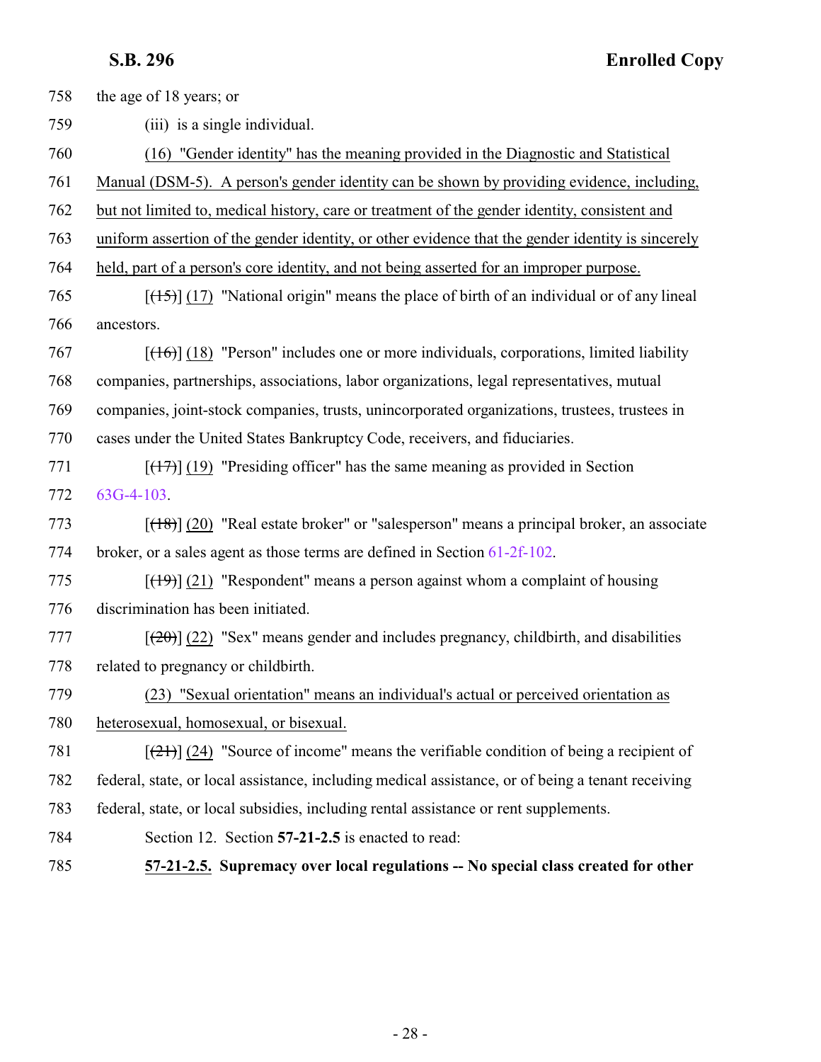the age of 18 years; or

(iii) is a single individual.

(16) "Gender identity" has the meaning provided in the Diagnostic and Statistical Manual (DSM-5). A person's gender identity can be shown by providing evidence, including, but not limited to, medical history, care or treatment of the gender identity, consistent and uniform assertion of the gender identity, or other evidence that the gender identity is sincerely held, part of a person's core identity, and not being asserted for an improper purpose.

[(15)] (17) "National origin" means the place of birth of an individual or of any lineal ancestors.

[(16)] (18) "Person" includes one or more individuals, corporations, limited liability companies, partnerships, associations, labor organizations, legal representatives, mutual companies, joint-stock companies, trusts, unincorporated organizations, trustees, trustees in cases under the United States Bankruptcy Code, receivers, and fiduciaries.

[(17)] (19) "Presiding officer" has the same meaning as provided in Section 63G-4-103.

[(18)] (20) "Real estate broker" or "salesperson" means a principal broker, an associate broker, or a sales agent as those terms are defined in Section 61-2f-102.

[(19)] (21) "Respondent" means a person against whom a complaint of housing discrimination has been initiated.

[(20)] (22) "Sex" means gender and includes pregnancy, childbirth, and disabilities related to pregnancy or childbirth.

(23) "Sexual orientation" means an individual's actual or perceived orientation as heterosexual, homosexual, or bisexual.

[(21)] (24) "Source of income" means the verifiable condition of being a recipient of federal, state, or local assistance, including medical assistance, or of being a tenant receiving federal, state, or local subsidies, including rental assistance or rent supplements.

Section 12. Section **57-21-2.5** is enacted to read:

**57-21-2.5. Supremacy over local regulations -- No special class created for other**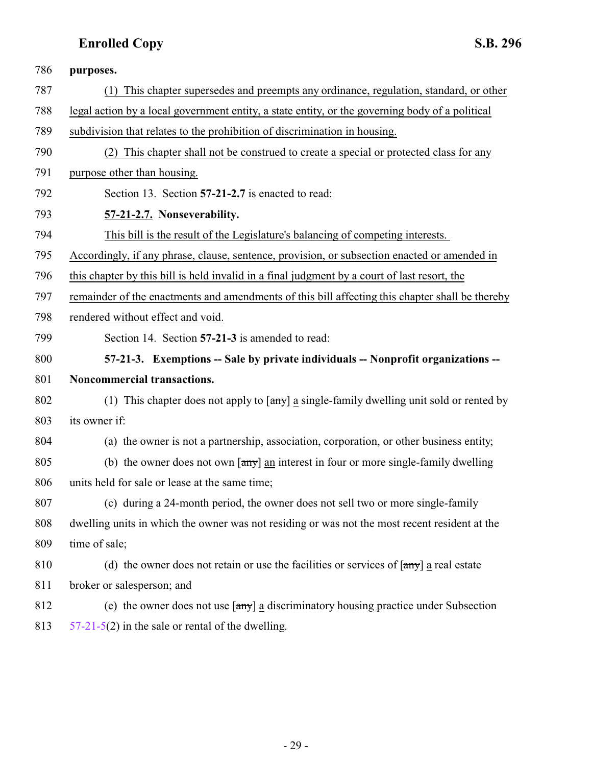**purposes.**

(1) This chapter supersedes and preempts any ordinance, regulation, standard, or other legal action by a local government entity, a state entity, or the governing body of a political subdivision that relates to the prohibition of discrimination in housing.

(2) This chapter shall not be construed to create a special or protected class for any purpose other than housing.

Section 13. Section **57-21-2.7** is enacted to read:

**57-21-2.7. Nonseverability.**

This bill is the result of the Legislature's balancing of competing interests. Accordingly, if any phrase, clause, sentence, provision, or subsection enacted or amended in this chapter by this bill is held invalid in a final judgment by a court of last resort, the remainder of the enactments and amendments of this bill affecting this chapter shall be thereby rendered without effect and void.

Section 14. Section **57-21-3** is amended to read:

**57-21-3. Exemptions -- Sale by private individuals -- Nonprofit organizations -- Noncommercial transactions.**

(1) This chapter does not apply to [~~any~~] a single-family dwelling unit sold or rented by its owner if:

(a) the owner is not a partnership, association, corporation, or other business entity;

(b) the owner does not own [~~any~~] an interest in four or more single-family dwelling units held for sale or lease at the same time;

(c) during a 24-month period, the owner does not sell two or more single-family dwelling units in which the owner was not residing or was not the most recent resident at the time of sale;

(d) the owner does not retain or use the facilities or services of [~~any~~] a real estate broker or salesperson; and

(e) the owner does not use [~~any~~] a discriminatory housing practice under Subsection 57-21-5(2) in the sale or rental of the dwelling.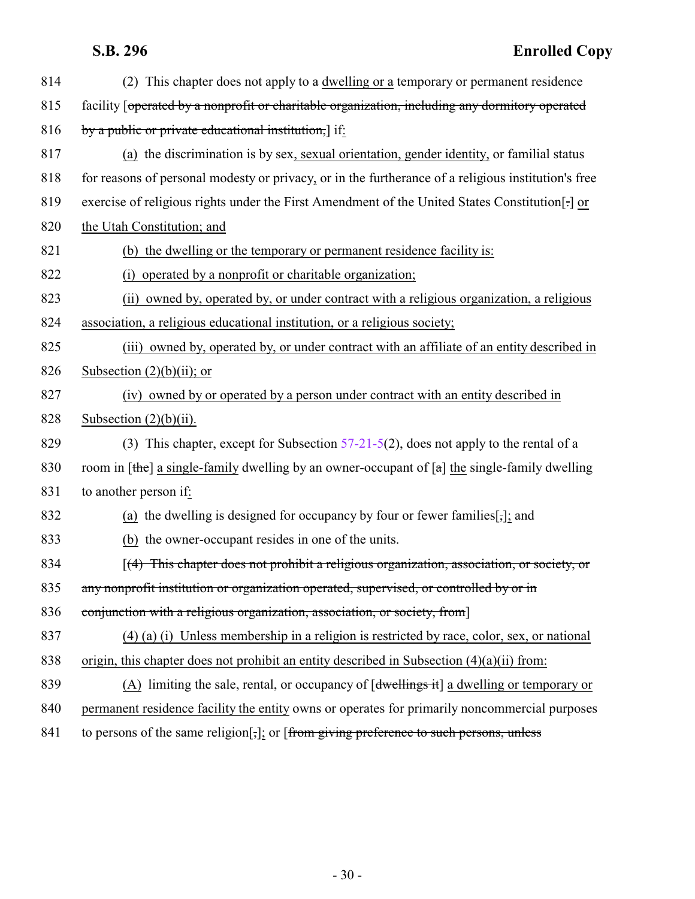814 (2) This chapter does not apply to a dwelling or a temporary or permanent residence
815 facility [operated by a nonprofit or charitable organization, including any dormitory operated
816 by a public or private educational institution,] if:
817 (a) the discrimination is by sex, sexual orientation, gender identity, or familial status
818 for reasons of personal modesty or privacy, or in the furtherance of a religious institution's free
819 exercise of religious rights under the First Amendment of the United States Constitution[.] or
820 the Utah Constitution; and
821 (b) the dwelling or the temporary or permanent residence facility is:
822 (i) operated by a nonprofit or charitable organization;
823 (ii) owned by, operated by, or under contract with a religious organization, a religious
824 association, a religious educational institution, or a religious society;
825 (iii) owned by, operated by, or under contract with an affiliate of an entity described in
826 Subsection (2)(b)(ii); or
827 (iv) owned by or operated by a person under contract with an entity described in
828 Subsection (2)(b)(ii).
829 (3) This chapter, except for Subsection 57-21-5(2), does not apply to the rental of a
830 room in [the] a single-family dwelling by an owner-occupant of [a] the single-family dwelling
831 to another person if:
832 (a) the dwelling is designed for occupancy by four or fewer families[,]; and
833 (b) the owner-occupant resides in one of the units.
834 [(4) This chapter does not prohibit a religious organization, association, or society, or
835 any nonprofit institution or organization operated, supervised, or controlled by or in
836 conjunction with a religious organization, association, or society, from]
837 (4) (a) (i) Unless membership in a religion is restricted by race, color, sex, or national
838 origin, this chapter does not prohibit an entity described in Subsection (4)(a)(ii) from:
839 (A) limiting the sale, rental, or occupancy of [dwellings it] a dwelling or temporary or
840 permanent residence facility the entity owns or operates for primarily noncommercial purposes
841 to persons of the same religion[,]; or [from giving preference to such persons, unless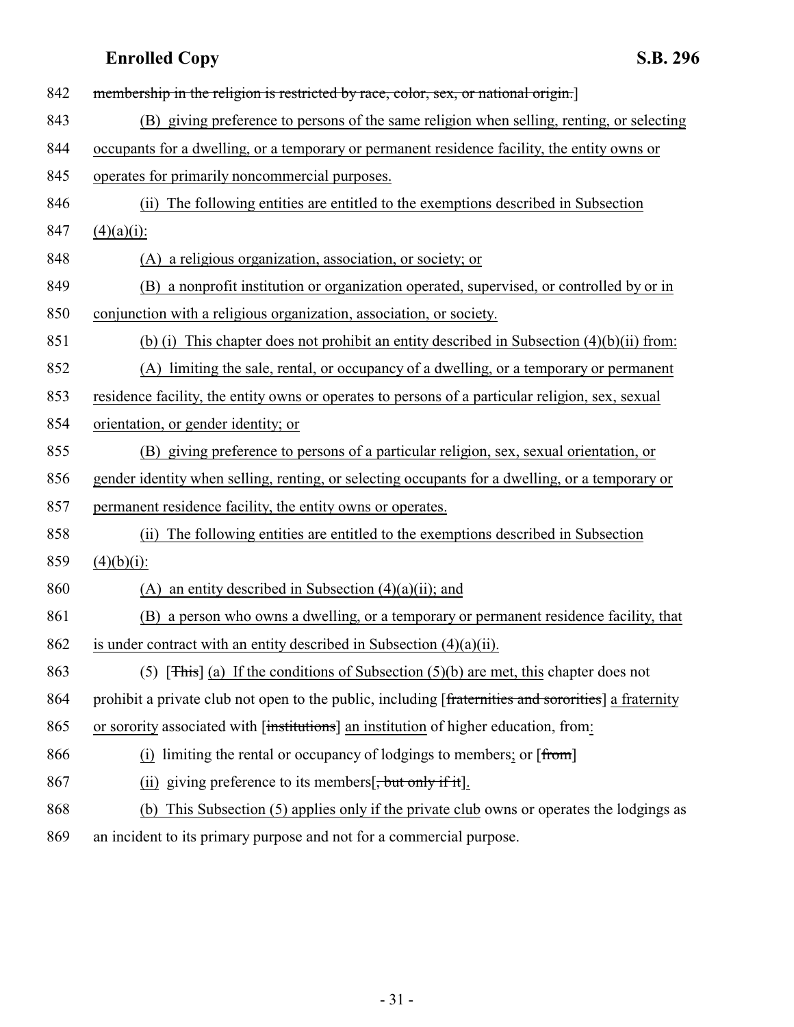842 ~~membership in the religion is restricted by race, color, sex, or national origin.~~]

843 (B) giving preference to persons of the same religion when selling, renting, or selecting

844 occupants for a dwelling, or a temporary or permanent residence facility, the entity owns or

845 operates for primarily noncommercial purposes.

846 (ii) The following entities are entitled to the exemptions described in Subsection

847 (4)(a)(i):

848 (A) a religious organization, association, or society; or

849 (B) a nonprofit institution or organization operated, supervised, or controlled by or in

850 conjunction with a religious organization, association, or society.

851 (b) (i) This chapter does not prohibit an entity described in Subsection (4)(b)(ii) from:

852 (A) limiting the sale, rental, or occupancy of a dwelling, or a temporary or permanent

853 residence facility, the entity owns or operates to persons of a particular religion, sex, sexual

854 orientation, or gender identity; or

855 (B) giving preference to persons of a particular religion, sex, sexual orientation, or

856 gender identity when selling, renting, or selecting occupants for a dwelling, or a temporary or

857 permanent residence facility, the entity owns or operates.

858 (ii) The following entities are entitled to the exemptions described in Subsection

859 (4)(b)(i):

860 (A) an entity described in Subsection (4)(a)(ii); and

861 (B) a person who owns a dwelling, or a temporary or permanent residence facility, that

862 is under contract with an entity described in Subsection (4)(a)(ii).

863 (5) [~~This~~] (a) If the conditions of Subsection (5)(b) are met, this chapter does not

864 prohibit a private club not open to the public, including [~~fraternities and sororities~~] a fraternity

865 or sorority associated with [~~institutions~~] an institution of higher education, from:

866 (i) limiting the rental or occupancy of lodgings to members; or [~~from~~]

867 (ii) giving preference to its members[~~, but only if it~~].

868 (b) This Subsection (5) applies only if the private club owns or operates the lodgings as

869 an incident to its primary purpose and not for a commercial purpose.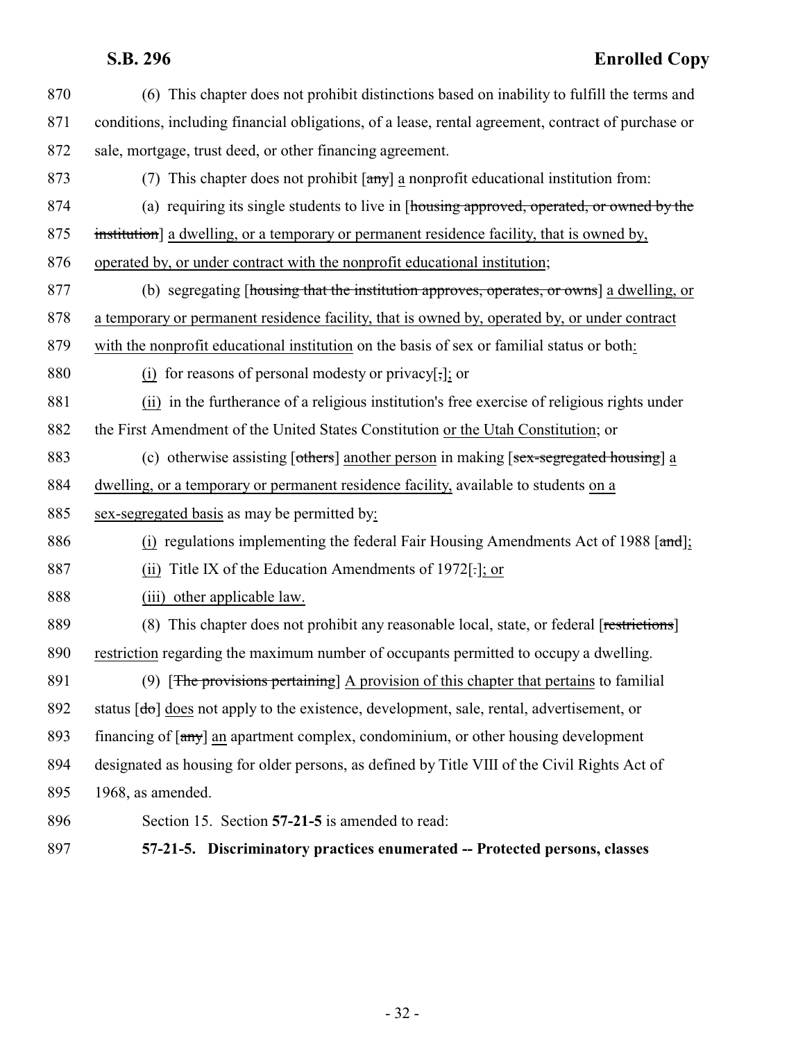870 (6) This chapter does not prohibit distinctions based on inability to fulfill the terms and
871 conditions, including financial obligations, of a lease, rental agreement, contract of purchase or
872 sale, mortgage, trust deed, or other financing agreement.

873 (7) This chapter does not prohibit [~~any~~] a nonprofit educational institution from:

874 (a) requiring its single students to live in [~~housing approved, operated, or owned by the~~
875 ~~institution~~] a dwelling, or a temporary or permanent residence facility, that is owned by,
876 operated by, or under contract with the nonprofit educational institution;

877 (b) segregating [~~housing that the institution approves, operates, or owns~~] a dwelling, or
878 a temporary or permanent residence facility, that is owned by, operated by, or under contract
879 with the nonprofit educational institution on the basis of sex or familial status or both:

880 (i) for reasons of personal modesty or privacy[~~,~~]; or

881 (ii) in the furtherance of a religious institution's free exercise of religious rights under
882 the First Amendment of the United States Constitution or the Utah Constitution; or

883 (c) otherwise assisting [~~others~~] another person in making [~~sex-segregated housing~~] a
884 dwelling, or a temporary or permanent residence facility, available to students on a
885 sex-segregated basis as may be permitted by:

886 (i) regulations implementing the federal Fair Housing Amendments Act of 1988 [~~and~~];

887 (ii) Title IX of the Education Amendments of 1972[~~.~~]; or

888 (iii) other applicable law.

889 (8) This chapter does not prohibit any reasonable local, state, or federal [~~restrictions~~]
890 restriction regarding the maximum number of occupants permitted to occupy a dwelling.

891 (9) [~~The provisions pertaining~~] A provision of this chapter that pertains to familial
892 status [~~do~~] does not apply to the existence, development, sale, rental, advertisement, or
893 financing of [~~any~~] an apartment complex, condominium, or other housing development
894 designated as housing for older persons, as defined by Title VIII of the Civil Rights Act of
895 1968, as amended.

896 Section 15. Section **57-21-5** is amended to read:

897 **57-21-5. Discriminatory practices enumerated -- Protected persons, classes**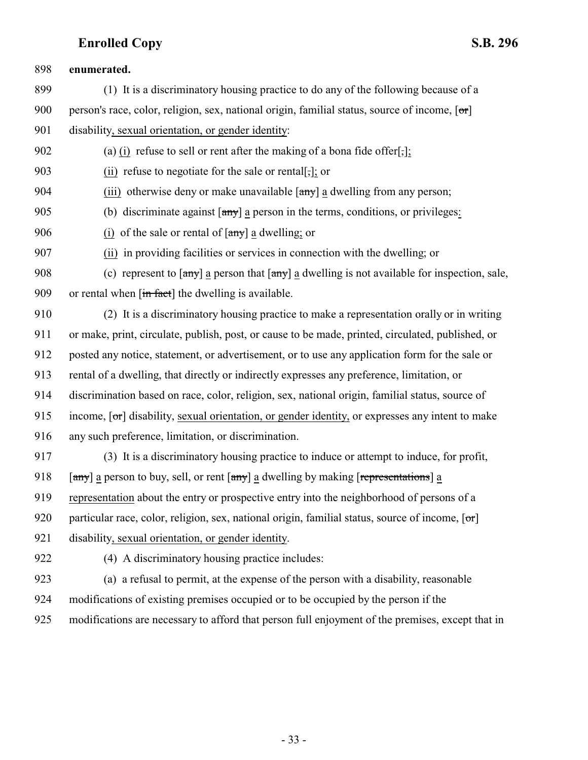**enumerated.**

(1) It is a discriminatory housing practice to do any of the following because of a person's race, color, religion, sex, national origin, familial status, source of income, [~~or~~] disability, sexual orientation, or gender identity:

(a) (i) refuse to sell or rent after the making of a bona fide offer[,];

(ii) refuse to negotiate for the sale or rental[,]; or

(iii) otherwise deny or make unavailable [~~any~~] a dwelling from any person;

(b) discriminate against [~~any~~] a person in the terms, conditions, or privileges:

(i) of the sale or rental of [~~any~~] a dwelling; or

(ii) in providing facilities or services in connection with the dwelling; or

(c) represent to [~~any~~] a person that [~~any~~] a dwelling is not available for inspection, sale, or rental when [~~in fact~~] the dwelling is available.

(2) It is a discriminatory housing practice to make a representation orally or in writing or make, print, circulate, publish, post, or cause to be made, printed, circulated, published, or posted any notice, statement, or advertisement, or to use any application form for the sale or rental of a dwelling, that directly or indirectly expresses any preference, limitation, or discrimination based on race, color, religion, sex, national origin, familial status, source of income, [~~or~~] disability, sexual orientation, or gender identity, or expresses any intent to make any such preference, limitation, or discrimination.

(3) It is a discriminatory housing practice to induce or attempt to induce, for profit, [~~any~~] a person to buy, sell, or rent [~~any~~] a dwelling by making [~~representations~~] a representation about the entry or prospective entry into the neighborhood of persons of a particular race, color, religion, sex, national origin, familial status, source of income, [~~or~~] disability, sexual orientation, or gender identity.

(4) A discriminatory housing practice includes:

(a) a refusal to permit, at the expense of the person with a disability, reasonable modifications of existing premises occupied or to be occupied by the person if the modifications are necessary to afford that person full enjoyment of the premises, except that in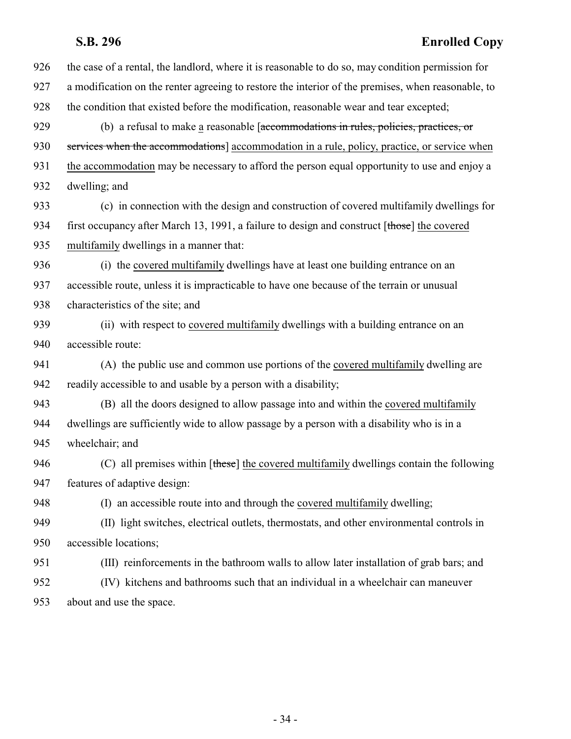the case of a rental, the landlord, where it is reasonable to do so, may condition permission for a modification on the renter agreeing to restore the interior of the premises, when reasonable, to the condition that existed before the modification, reasonable wear and tear excepted;

(b) a refusal to make a reasonable [~~accommodations in rules, policies, practices, or services when the accommodations~~] accommodation in a rule, policy, practice, or service when the accommodation may be necessary to afford the person equal opportunity to use and enjoy a dwelling; and

(c) in connection with the design and construction of covered multifamily dwellings for first occupancy after March 13, 1991, a failure to design and construct [~~those~~] the covered multifamily dwellings in a manner that:

(i) the covered multifamily dwellings have at least one building entrance on an accessible route, unless it is impracticable to have one because of the terrain or unusual characteristics of the site; and

(ii) with respect to covered multifamily dwellings with a building entrance on an accessible route:

(A) the public use and common use portions of the covered multifamily dwelling are readily accessible to and usable by a person with a disability;

(B) all the doors designed to allow passage into and within the covered multifamily dwellings are sufficiently wide to allow passage by a person with a disability who is in a wheelchair; and

(C) all premises within [~~these~~] the covered multifamily dwellings contain the following features of adaptive design:

(I) an accessible route into and through the covered multifamily dwelling;

(II) light switches, electrical outlets, thermostats, and other environmental controls in accessible locations;

(III) reinforcements in the bathroom walls to allow later installation of grab bars; and

(IV) kitchens and bathrooms such that an individual in a wheelchair can maneuver about and use the space.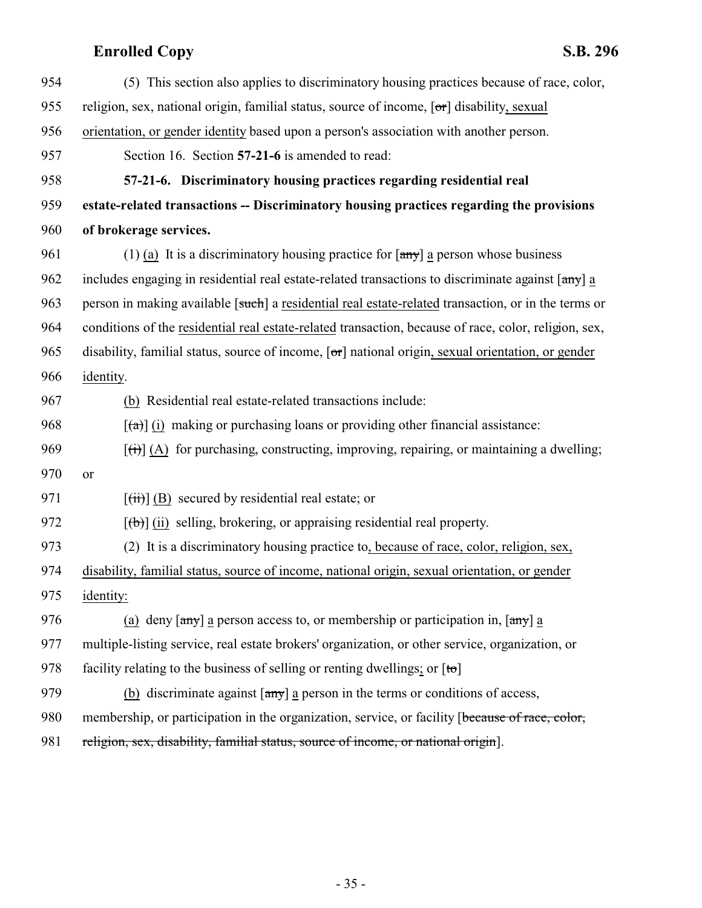954 (5) This section also applies to discriminatory housing practices because of race, color,
955 religion, sex, national origin, familial status, source of income, [~~or~~] disability, sexual
956 orientation, or gender identity based upon a person's association with another person.

957 Section 16. Section **57-21-6** is amended to read:

958 **57-21-6. Discriminatory housing practices regarding residential real**
959 **estate-related transactions -- Discriminatory housing practices regarding the provisions**
960 **of brokerage services.**

961 (1) (a) It is a discriminatory housing practice for [~~any~~] a person whose business
962 includes engaging in residential real estate-related transactions to discriminate against [~~any~~] a
963 person in making available [~~such~~] a residential real estate-related transaction, or in the terms or
964 conditions of the residential real estate-related transaction, because of race, color, religion, sex,
965 disability, familial status, source of income, [~~or~~] national origin, sexual orientation, or gender
966 identity.

967 (b) Residential real estate-related transactions include:

968 [~~(a)~~] (i) making or purchasing loans or providing other financial assistance:

969 [~~(i)~~] (A) for purchasing, constructing, improving, repairing, or maintaining a dwelling;
970 or

971 [~~(ii)~~] (B) secured by residential real estate; or

972 [~~(b)~~] (ii) selling, brokering, or appraising residential real property.

973 (2) It is a discriminatory housing practice to, because of race, color, religion, sex,
974 disability, familial status, source of income, national origin, sexual orientation, or gender
975 identity:

976 (a) deny [~~any~~] a person access to, or membership or participation in, [~~any~~] a
977 multiple-listing service, real estate brokers' organization, or other service, organization, or
978 facility relating to the business of selling or renting dwellings; or [~~to~~]

979 (b) discriminate against [~~any~~] a person in the terms or conditions of access,
980 membership, or participation in the organization, service, or facility [~~because of race, color,~~
981 ~~religion, sex, disability, familial status, source of income, or national origin~~].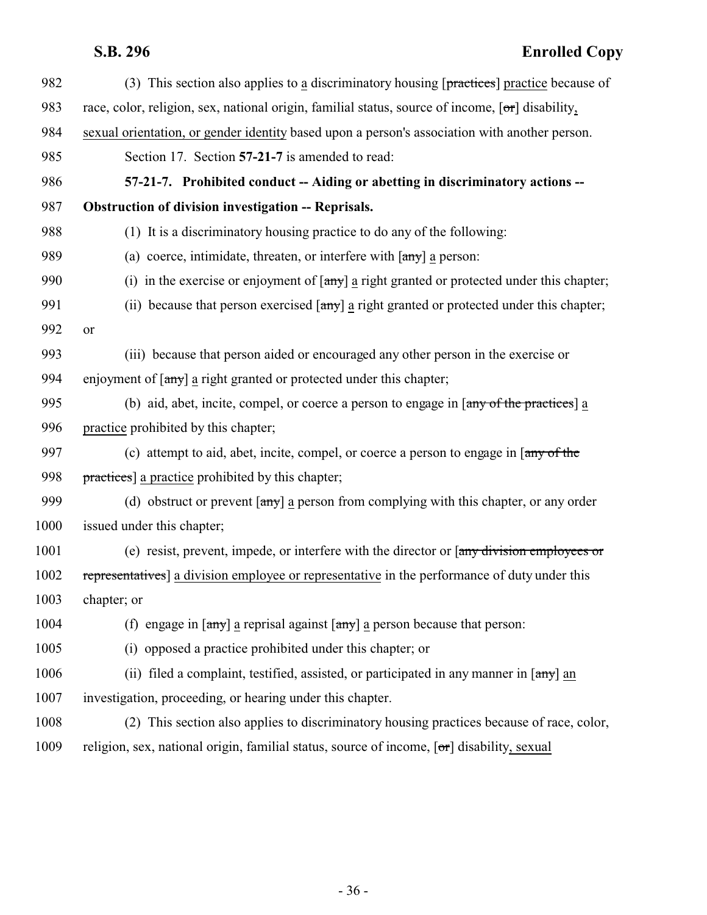982 (3) This section also applies to a discriminatory housing [practices] practice because of
983 race, color, religion, sex, national origin, familial status, source of income, [or] disability,
984 sexual orientation, or gender identity based upon a person's association with another person.

985 Section 17. Section **57-21-7** is amended to read:

986 **57-21-7. Prohibited conduct -- Aiding or abetting in discriminatory actions --**
987 **Obstruction of division investigation -- Reprisals.**

988 (1) It is a discriminatory housing practice to do any of the following:

989 (a) coerce, intimidate, threaten, or interfere with [any] a person:

990 (i) in the exercise or enjoyment of [any] a right granted or protected under this chapter;

991 (ii) because that person exercised [any] a right granted or protected under this chapter;
992 or

993 (iii) because that person aided or encouraged any other person in the exercise or
994 enjoyment of [any] a right granted or protected under this chapter;

995 (b) aid, abet, incite, compel, or coerce a person to engage in [any of the practices] a
996 practice prohibited by this chapter;

997 (c) attempt to aid, abet, incite, compel, or coerce a person to engage in [any of the
998 practices] a practice prohibited by this chapter;

999 (d) obstruct or prevent [any] a person from complying with this chapter, or any order
1000 issued under this chapter;

1001 (e) resist, prevent, impede, or interfere with the director or [any division employees or
1002 representatives] a division employee or representative in the performance of duty under this
1003 chapter; or

1004 (f) engage in [any] a reprisal against [any] a person because that person:

1005 (i) opposed a practice prohibited under this chapter; or

1006 (ii) filed a complaint, testified, assisted, or participated in any manner in [any] an
1007 investigation, proceeding, or hearing under this chapter.

1008 (2) This section also applies to discriminatory housing practices because of race, color,
1009 religion, sex, national origin, familial status, source of income, [or] disability, sexual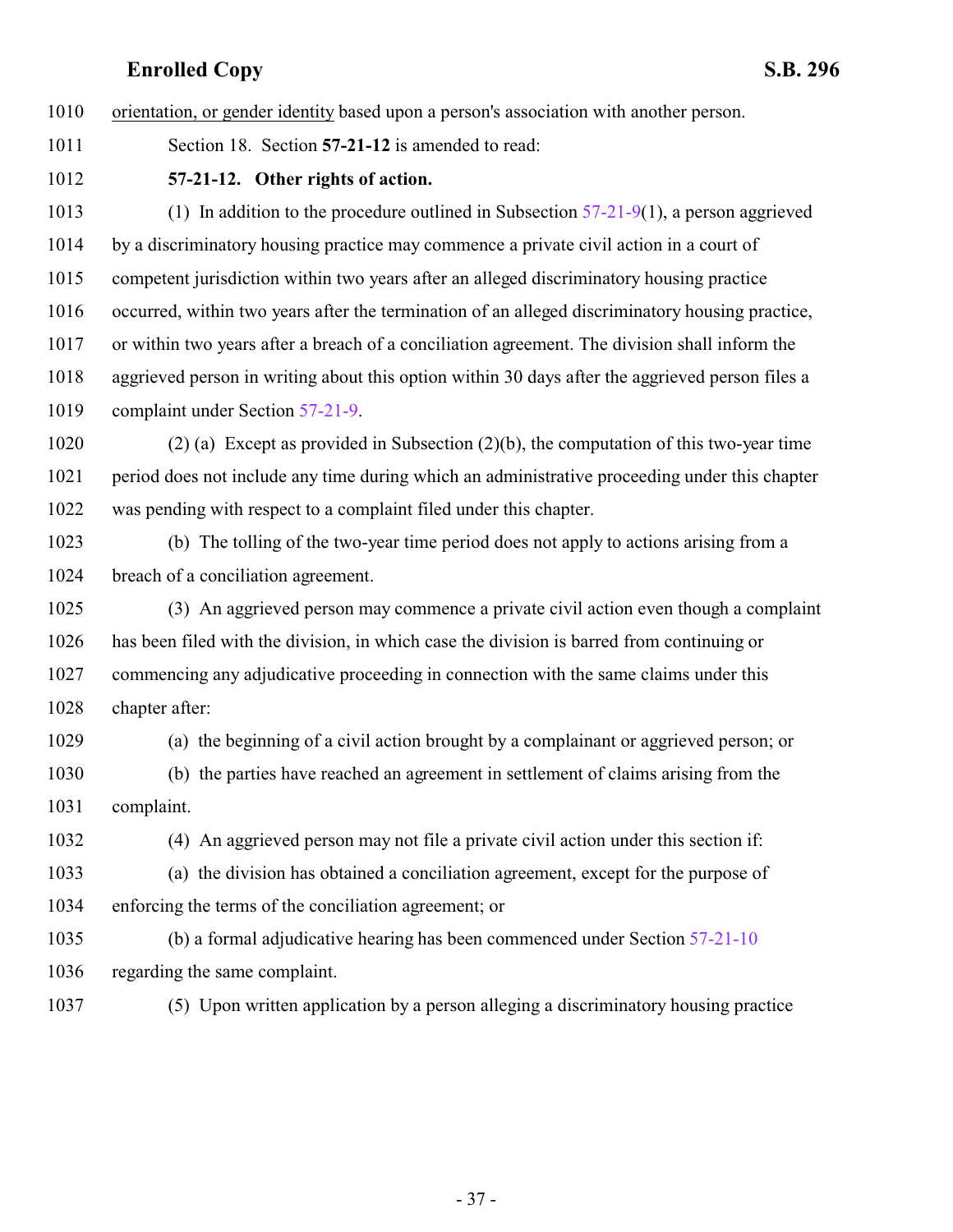orientation, or gender identity based upon a person's association with another person.

Section 18. Section **57-21-12** is amended to read:

**57-21-12. Other rights of action.**

(1) In addition to the procedure outlined in Subsection 57-21-9(1), a person aggrieved by a discriminatory housing practice may commence a private civil action in a court of competent jurisdiction within two years after an alleged discriminatory housing practice occurred, within two years after the termination of an alleged discriminatory housing practice, or within two years after a breach of a conciliation agreement. The division shall inform the aggrieved person in writing about this option within 30 days after the aggrieved person files a complaint under Section 57-21-9.

(2) (a) Except as provided in Subsection (2)(b), the computation of this two-year time period does not include any time during which an administrative proceeding under this chapter was pending with respect to a complaint filed under this chapter.

(b) The tolling of the two-year time period does not apply to actions arising from a breach of a conciliation agreement.

(3) An aggrieved person may commence a private civil action even though a complaint has been filed with the division, in which case the division is barred from continuing or commencing any adjudicative proceeding in connection with the same claims under this chapter after:

(a) the beginning of a civil action brought by a complainant or aggrieved person; or

(b) the parties have reached an agreement in settlement of claims arising from the complaint.

(4) An aggrieved person may not file a private civil action under this section if:

(a) the division has obtained a conciliation agreement, except for the purpose of enforcing the terms of the conciliation agreement; or

(b) a formal adjudicative hearing has been commenced under Section 57-21-10 regarding the same complaint.

(5) Upon written application by a person alleging a discriminatory housing practice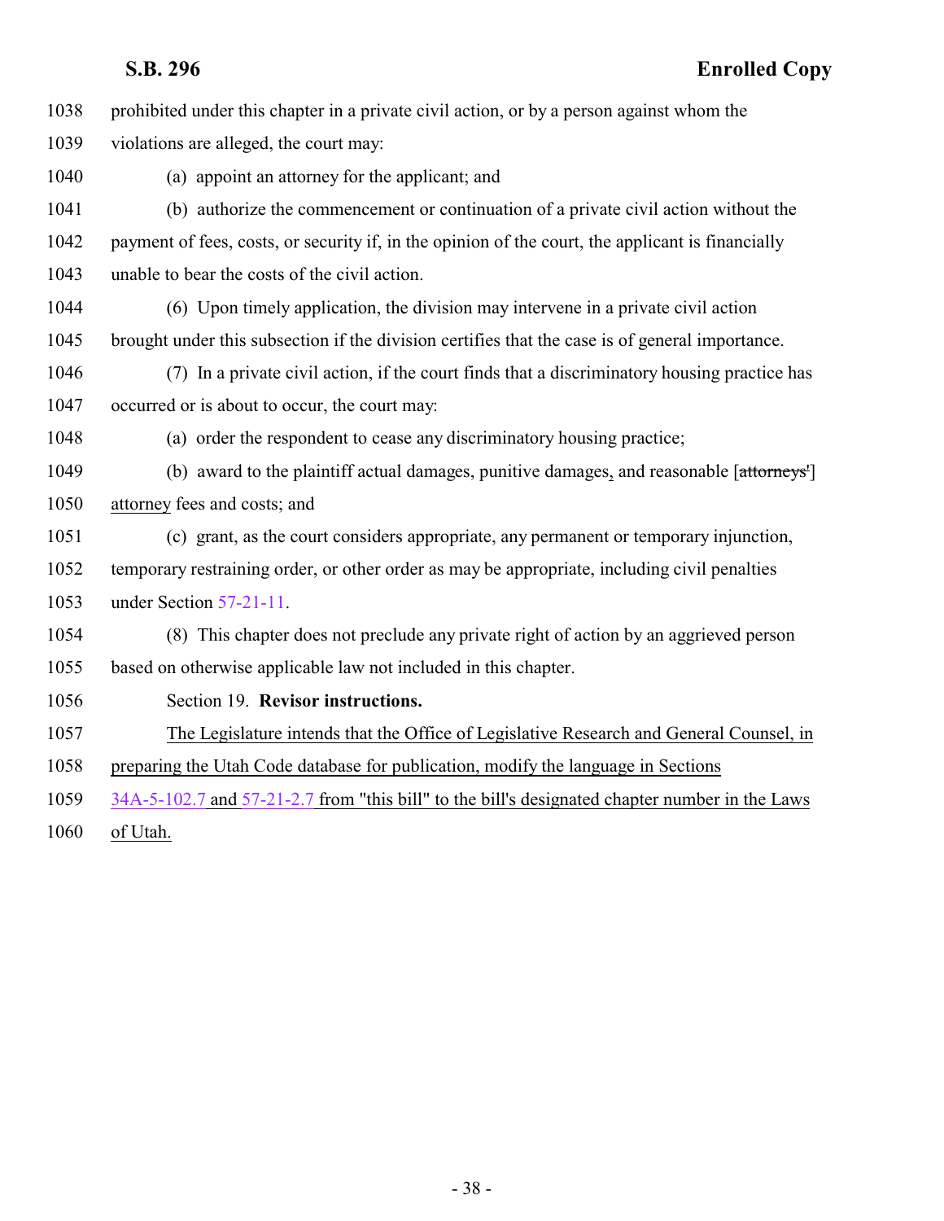prohibited under this chapter in a private civil action, or by a person against whom the violations are alleged, the court may:

(a) appoint an attorney for the applicant; and

(b) authorize the commencement or continuation of a private civil action without the payment of fees, costs, or security if, in the opinion of the court, the applicant is financially unable to bear the costs of the civil action.

(6) Upon timely application, the division may intervene in a private civil action brought under this subsection if the division certifies that the case is of general importance.

(7) In a private civil action, if the court finds that a discriminatory housing practice has occurred or is about to occur, the court may:

(a) order the respondent to cease any discriminatory housing practice;

(b) award to the plaintiff actual damages, punitive damages, and reasonable [~~attorneys'~~] attorney fees and costs; and

(c) grant, as the court considers appropriate, any permanent or temporary injunction, temporary restraining order, or other order as may be appropriate, including civil penalties under Section 57-21-11.

(8) This chapter does not preclude any private right of action by an aggrieved person based on otherwise applicable law not included in this chapter.

Section 19. **Revisor instructions.**

The Legislature intends that the Office of Legislative Research and General Counsel, in preparing the Utah Code database for publication, modify the language in Sections 34A-5-102.7 and 57-21-2.7 from "this bill" to the bill's designated chapter number in the Laws of Utah.